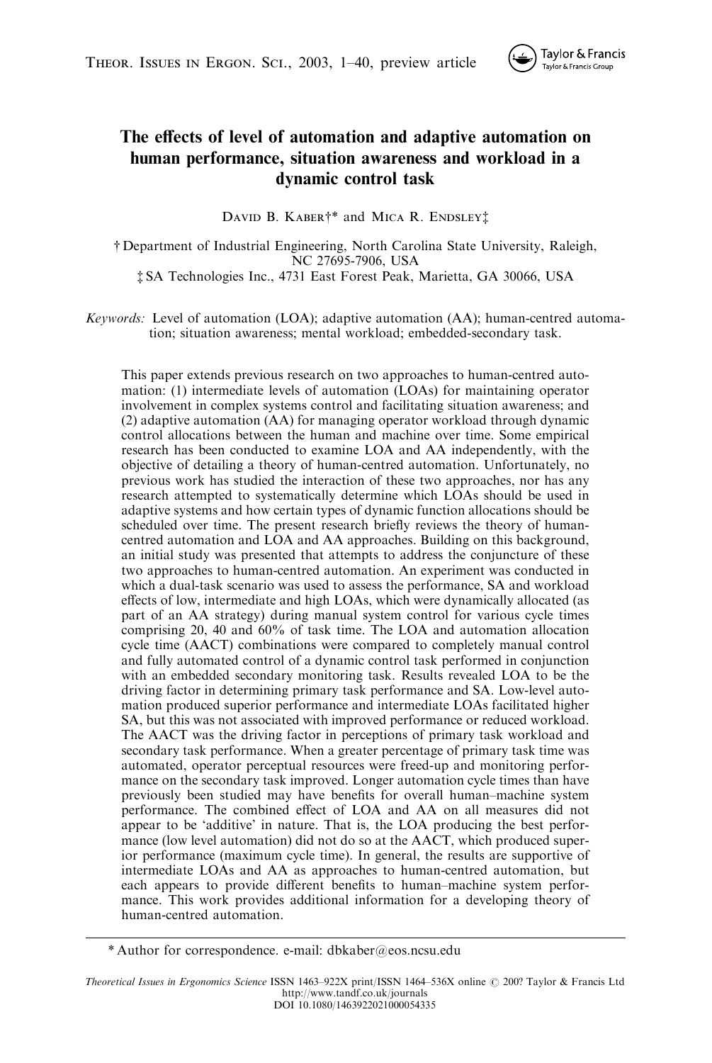# The effects of level of automation and adaptive automation on human performance, situation awareness and workload in a dynamic control task

DAVID B. KABER†* and MICA R. ENDSLEY‡

† Department of Industrial Engineering, North Carolina State University, Raleigh, NC 27695-7906, USA

‡ SA Technologies Inc., 4731 East Forest Peak, Marietta, GA 30066, USA

*Keywords:* Level of automation (LOA); adaptive automation (AA); human-centred automation; situation awareness; mental workload; embedded-secondary task.

This paper extends previous research on two approaches to human-centred automation: (1) intermediate levels of automation (LOAs) for maintaining operator involvement in complex systems control and facilitating situation awareness; and (2) adaptive automation (AA) for managing operator workload through dynamic control allocations between the human and machine over time. Some empirical research has been conducted to examine LOA and AA independently, with the objective of detailing a theory of human-centred automation. Unfortunately, no previous work has studied the interaction of these two approaches, nor has any research attempted to systematically determine which LOAs should be used in adaptive systems and how certain types of dynamic function allocations should be scheduled over time. The present research briefly reviews the theory of human-centred automation and LOA and AA approaches. Building on this background, an initial study was presented that attempts to address the conjuncture of these two approaches to human-centred automation. An experiment was conducted in which a dual-task scenario was used to assess the performance, SA and workload effects of low, intermediate and high LOAs, which were dynamically allocated (as part of an AA strategy) during manual system control for various cycle times comprising 20, 40 and 60% of task time. The LOA and automation allocation cycle time (AACT) combinations were compared to completely manual control and fully automated control of a dynamic control task performed in conjunction with an embedded secondary monitoring task. Results revealed LOA to be the driving factor in determining primary task performance and SA. Low-level automation produced superior performance and intermediate LOAs facilitated higher SA, but this was not associated with improved performance or reduced workload. The AACT was the driving factor in perceptions of primary task workload and secondary task performance. When a greater percentage of primary task time was automated, operator perceptual resources were freed-up and monitoring performance on the secondary task improved. Longer automation cycle times than have previously been studied may have benefits for overall human–machine system performance. The combined effect of LOA and AA on all measures did not appear to be 'additive' in nature. That is, the LOA producing the best performance (low level automation) did not do so at the AACT, which produced superior performance (maximum cycle time). In general, the results are supportive of intermediate LOAs and AA as approaches to human-centred automation, but each appears to provide different benefits to human–machine system performance. This work provides additional information for a developing theory of human-centred automation.

---

\* Author for correspondence. e-mail: dbkaber@eos.ncsu.edu

*Theoretical Issues in Ergonomics Science* ISSN 1463–922X print/ISSN 1464–536X online © 200? Taylor & Francis Ltd
http://www.tandf.co.uk/journals
DOI 10.1080/1463922021000054335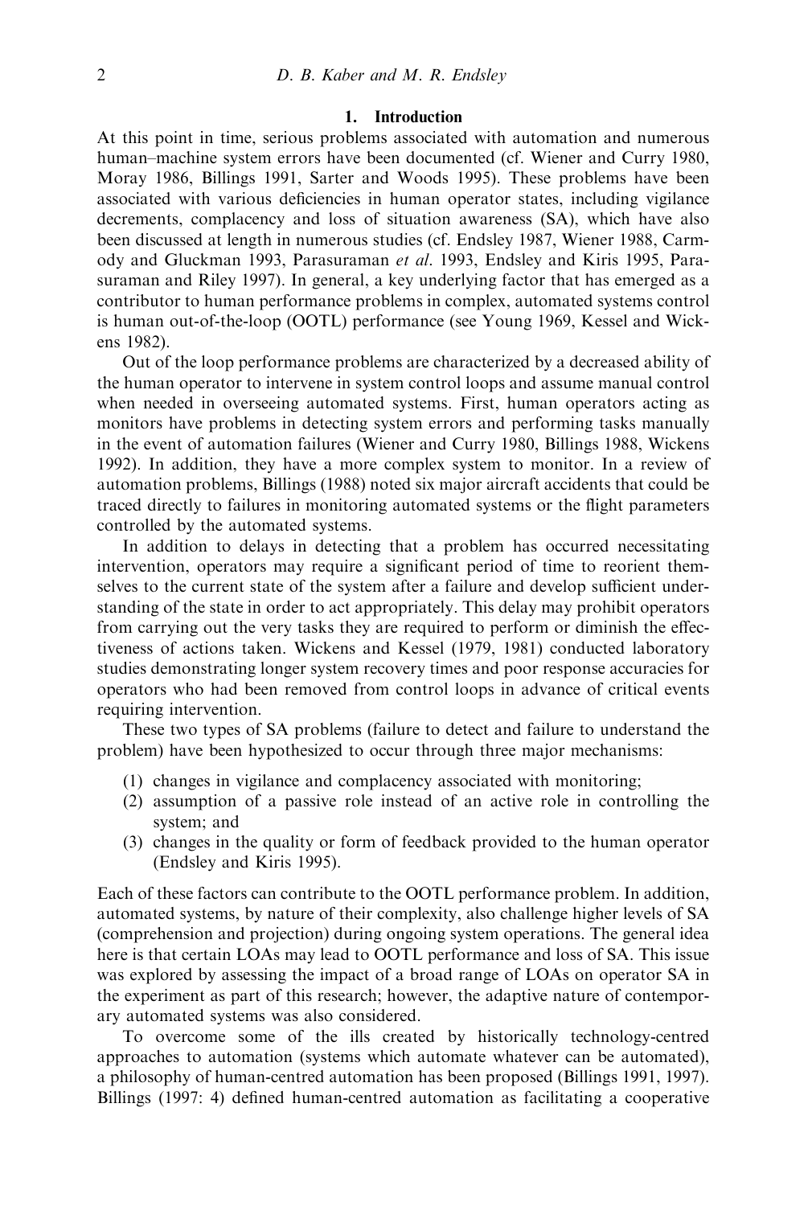## 1. Introduction

At this point in time, serious problems associated with automation and numerous human–machine system errors have been documented (cf. Wiener and Curry 1980, Moray 1986, Billings 1991, Sarter and Woods 1995). These problems have been associated with various deficiencies in human operator states, including vigilance decrements, complacency and loss of situation awareness (SA), which have also been discussed at length in numerous studies (cf. Endsley 1987, Wiener 1988, Carmody and Gluckman 1993, Parasuraman *et al.* 1993, Endsley and Kiris 1995, Parasuraman and Riley 1997). In general, a key underlying factor that has emerged as a contributor to human performance problems in complex, automated systems control is human out-of-the-loop (OOTL) performance (see Young 1969, Kessel and Wickens 1982).

Out of the loop performance problems are characterized by a decreased ability of the human operator to intervene in system control loops and assume manual control when needed in overseeing automated systems. First, human operators acting as monitors have problems in detecting system errors and performing tasks manually in the event of automation failures (Wiener and Curry 1980, Billings 1988, Wickens 1992). In addition, they have a more complex system to monitor. In a review of automation problems, Billings (1988) noted six major aircraft accidents that could be traced directly to failures in monitoring automated systems or the flight parameters controlled by the automated systems.

In addition to delays in detecting that a problem has occurred necessitating intervention, operators may require a significant period of time to reorient themselves to the current state of the system after a failure and develop sufficient understanding of the state in order to act appropriately. This delay may prohibit operators from carrying out the very tasks they are required to perform or diminish the effectiveness of actions taken. Wickens and Kessel (1979, 1981) conducted laboratory studies demonstrating longer system recovery times and poor response accuracies for operators who had been removed from control loops in advance of critical events requiring intervention.

These two types of SA problems (failure to detect and failure to understand the problem) have been hypothesized to occur through three major mechanisms:

(1) changes in vigilance and complacency associated with monitoring;
(2) assumption of a passive role instead of an active role in controlling the system; and
(3) changes in the quality or form of feedback provided to the human operator (Endsley and Kiris 1995).

Each of these factors can contribute to the OOTL performance problem. In addition, automated systems, by nature of their complexity, also challenge higher levels of SA (comprehension and projection) during ongoing system operations. The general idea here is that certain LOAs may lead to OOTL performance and loss of SA. This issue was explored by assessing the impact of a broad range of LOAs on operator SA in the experiment as part of this research; however, the adaptive nature of contemporary automated systems was also considered.

To overcome some of the ills created by historically technology-centred approaches to automation (systems which automate whatever can be automated), a philosophy of human-centred automation has been proposed (Billings 1991, 1997). Billings (1997: 4) defined human-centred automation as facilitating a cooperative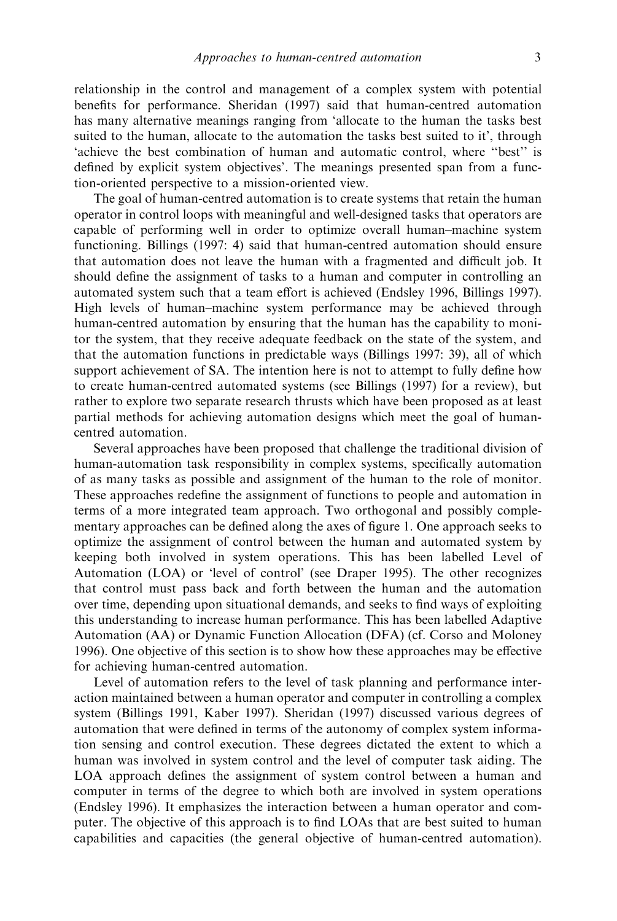relationship in the control and management of a complex system with potential benefits for performance. Sheridan (1997) said that human-centred automation has many alternative meanings ranging from 'allocate to the human the tasks best suited to the human, allocate to the automation the tasks best suited to it', through 'achieve the best combination of human and automatic control, where ''best'' is defined by explicit system objectives'. The meanings presented span from a function-oriented perspective to a mission-oriented view.

The goal of human-centred automation is to create systems that retain the human operator in control loops with meaningful and well-designed tasks that operators are capable of performing well in order to optimize overall human–machine system functioning. Billings (1997: 4) said that human-centred automation should ensure that automation does not leave the human with a fragmented and difficult job. It should define the assignment of tasks to a human and computer in controlling an automated system such that a team effort is achieved (Endsley 1996, Billings 1997). High levels of human–machine system performance may be achieved through human-centred automation by ensuring that the human has the capability to monitor the system, that they receive adequate feedback on the state of the system, and that the automation functions in predictable ways (Billings 1997: 39), all of which support achievement of SA. The intention here is not to attempt to fully define how to create human-centred automated systems (see Billings (1997) for a review), but rather to explore two separate research thrusts which have been proposed as at least partial methods for achieving automation designs which meet the goal of human-centred automation.

Several approaches have been proposed that challenge the traditional division of human-automation task responsibility in complex systems, specifically automation of as many tasks as possible and assignment of the human to the role of monitor. These approaches redefine the assignment of functions to people and automation in terms of a more integrated team approach. Two orthogonal and possibly complementary approaches can be defined along the axes of figure 1. One approach seeks to optimize the assignment of control between the human and automated system by keeping both involved in system operations. This has been labelled Level of Automation (LOA) or 'level of control' (see Draper 1995). The other recognizes that control must pass back and forth between the human and the automation over time, depending upon situational demands, and seeks to find ways of exploiting this understanding to increase human performance. This has been labelled Adaptive Automation (AA) or Dynamic Function Allocation (DFA) (cf. Corso and Moloney 1996). One objective of this section is to show how these approaches may be effective for achieving human-centred automation.

Level of automation refers to the level of task planning and performance interaction maintained between a human operator and computer in controlling a complex system (Billings 1991, Kaber 1997). Sheridan (1997) discussed various degrees of automation that were defined in terms of the autonomy of complex system information sensing and control execution. These degrees dictated the extent to which a human was involved in system control and the level of computer task aiding. The LOA approach defines the assignment of system control between a human and computer in terms of the degree to which both are involved in system operations (Endsley 1996). It emphasizes the interaction between a human operator and computer. The objective of this approach is to find LOAs that are best suited to human capabilities and capacities (the general objective of human-centred automation).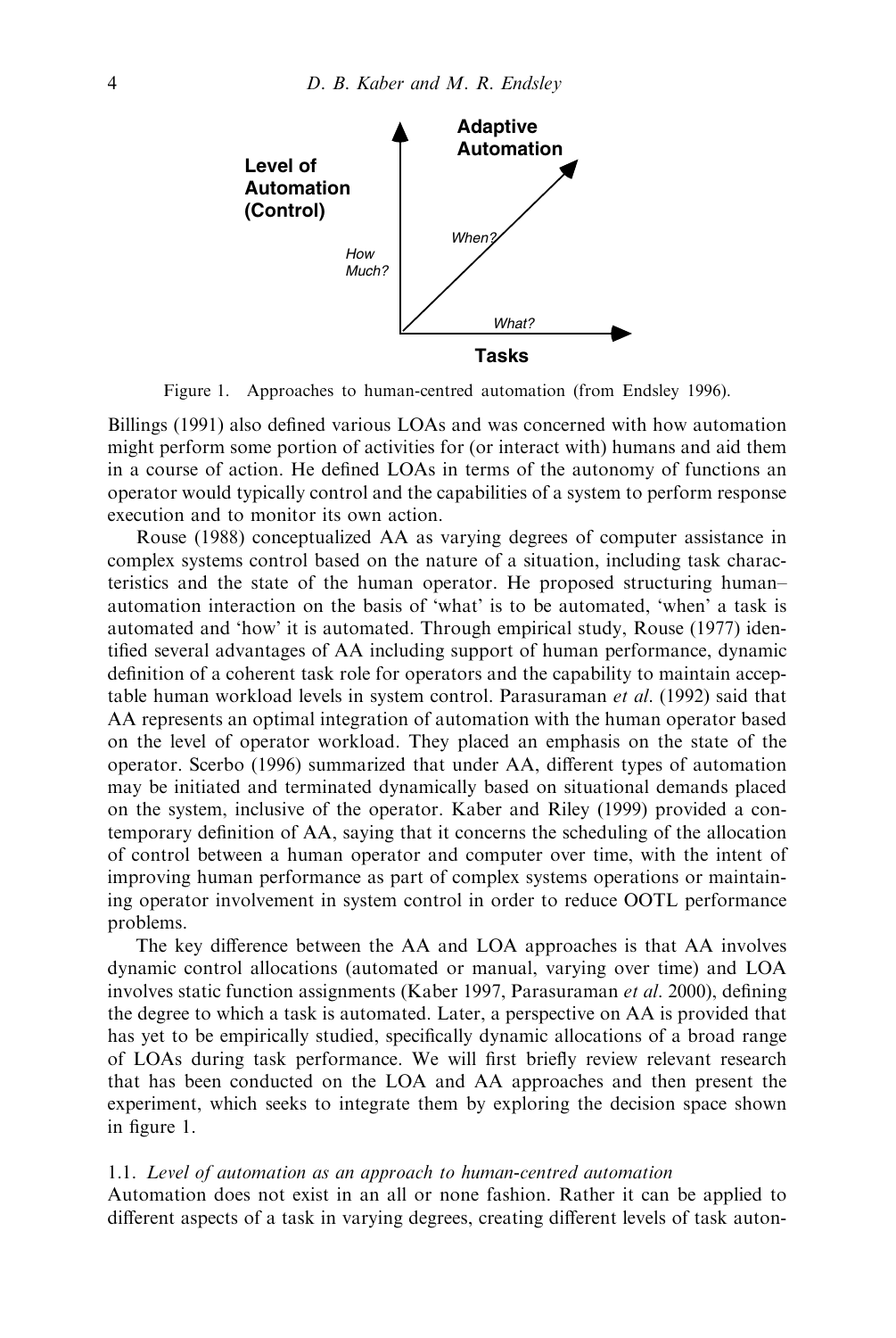Figure 1. Approaches to human-centred automation (from Endsley 1996).

Billings (1991) also defined various LOAs and was concerned with how automation might perform some portion of activities for (or interact with) humans and aid them in a course of action. He defined LOAs in terms of the autonomy of functions an operator would typically control and the capabilities of a system to perform response execution and to monitor its own action.

Rouse (1988) conceptualized AA as varying degrees of computer assistance in complex systems control based on the nature of a situation, including task characteristics and the state of the human operator. He proposed structuring human–automation interaction on the basis of 'what' is to be automated, 'when' a task is automated and 'how' it is automated. Through empirical study, Rouse (1977) identified several advantages of AA including support of human performance, dynamic definition of a coherent task role for operators and the capability to maintain acceptable human workload levels in system control. Parasuraman *et al.* (1992) said that AA represents an optimal integration of automation with the human operator based on the level of operator workload. They placed an emphasis on the state of the operator. Scerbo (1996) summarized that under AA, different types of automation may be initiated and terminated dynamically based on situational demands placed on the system, inclusive of the operator. Kaber and Riley (1999) provided a contemporary definition of AA, saying that it concerns the scheduling of the allocation of control between a human operator and computer over time, with the intent of improving human performance as part of complex systems operations or maintaining operator involvement in system control in order to reduce OOTL performance problems.

The key difference between the AA and LOA approaches is that AA involves dynamic control allocations (automated or manual, varying over time) and LOA involves static function assignments (Kaber 1997, Parasuraman *et al.* 2000), defining the degree to which a task is automated. Later, a perspective on AA is provided that has yet to be empirically studied, specifically dynamic allocations of a broad range of LOAs during task performance. We will first briefly review relevant research that has been conducted on the LOA and AA approaches and then present the experiment, which seeks to integrate them by exploring the decision space shown in figure 1.

### 1.1. *Level of automation as an approach to human-centred automation*

Automation does not exist in an all or none fashion. Rather it can be applied to different aspects of a task in varying degrees, creating different levels of task auton-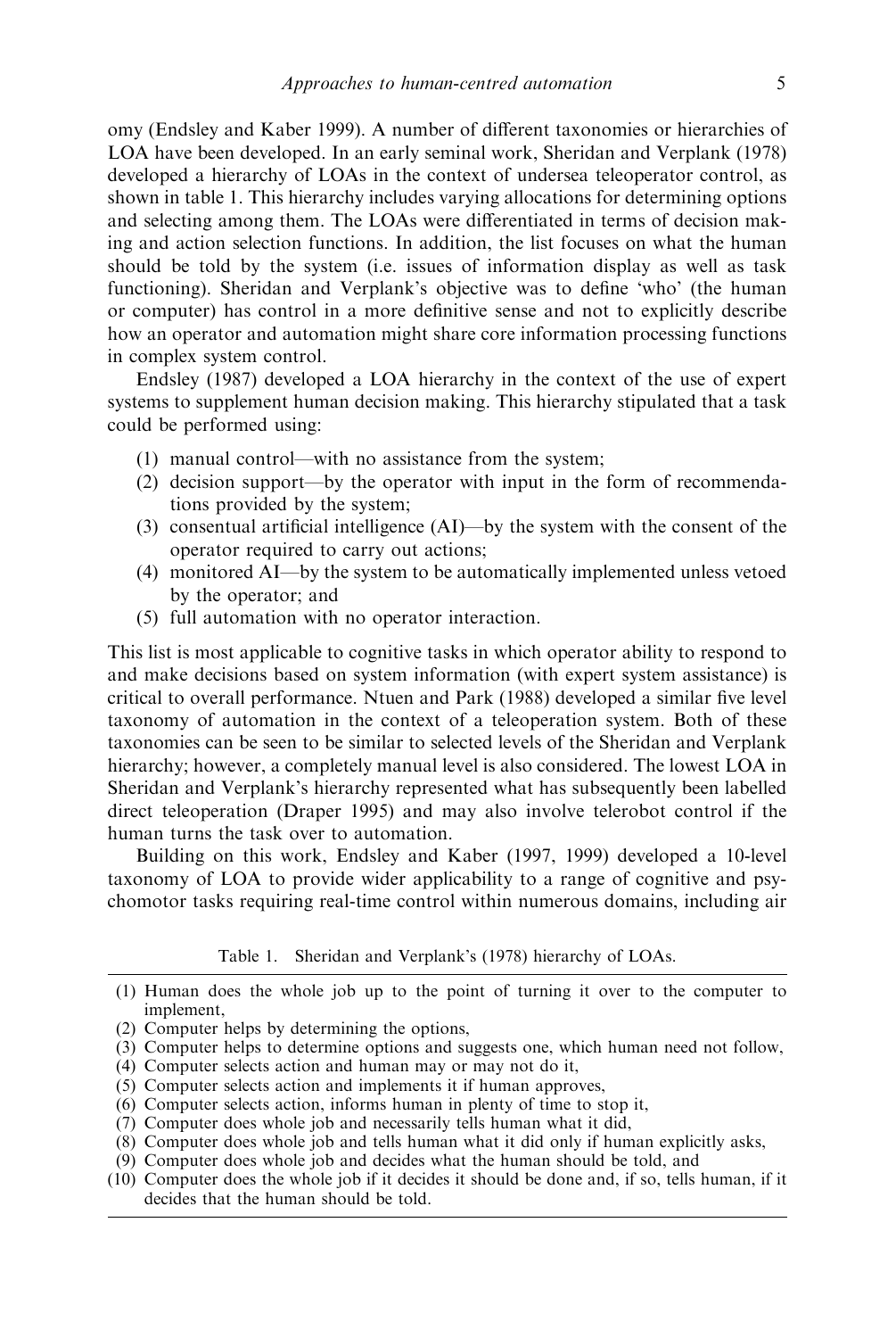omy (Endsley and Kaber 1999). A number of different taxonomies or hierarchies of LOA have been developed. In an early seminal work, Sheridan and Verplank (1978) developed a hierarchy of LOAs in the context of undersea teleoperator control, as shown in table 1. This hierarchy includes varying allocations for determining options and selecting among them. The LOAs were differentiated in terms of decision making and action selection functions. In addition, the list focuses on what the human should be told by the system (i.e. issues of information display as well as task functioning). Sheridan and Verplank's objective was to define 'who' (the human or computer) has control in a more definitive sense and not to explicitly describe how an operator and automation might share core information processing functions in complex system control.

Endsley (1987) developed a LOA hierarchy in the context of the use of expert systems to supplement human decision making. This hierarchy stipulated that a task could be performed using:

(1) manual control—with no assistance from the system;
(2) decision support—by the operator with input in the form of recommendations provided by the system;
(3) consentual artificial intelligence (AI)—by the system with the consent of the operator required to carry out actions;
(4) monitored AI—by the system to be automatically implemented unless vetoed by the operator; and
(5) full automation with no operator interaction.

This list is most applicable to cognitive tasks in which operator ability to respond to and make decisions based on system information (with expert system assistance) is critical to overall performance. Ntuen and Park (1988) developed a similar five level taxonomy of automation in the context of a teleoperation system. Both of these taxonomies can be seen to be similar to selected levels of the Sheridan and Verplank hierarchy; however, a completely manual level is also considered. The lowest LOA in Sheridan and Verplank's hierarchy represented what has subsequently been labelled direct teleoperation (Draper 1995) and may also involve telerobot control if the human turns the task over to automation.

Building on this work, Endsley and Kaber (1997, 1999) developed a 10-level taxonomy of LOA to provide wider applicability to a range of cognitive and psychomotor tasks requiring real-time control within numerous domains, including air

Table 1. Sheridan and Verplank's (1978) hierarchy of LOAs.

(1) Human does the whole job up to the point of turning it over to the computer to implement,
(2) Computer helps by determining the options,
(3) Computer helps to determine options and suggests one, which human need not follow,
(4) Computer selects action and human may or may not do it,
(5) Computer selects action and implements it if human approves,
(6) Computer selects action, informs human in plenty of time to stop it,
(7) Computer does whole job and necessarily tells human what it did,
(8) Computer does whole job and tells human what it did only if human explicitly asks,
(9) Computer does whole job and decides what the human should be told, and
(10) Computer does the whole job if it decides it should be done and, if so, tells human, if it decides that the human should be told.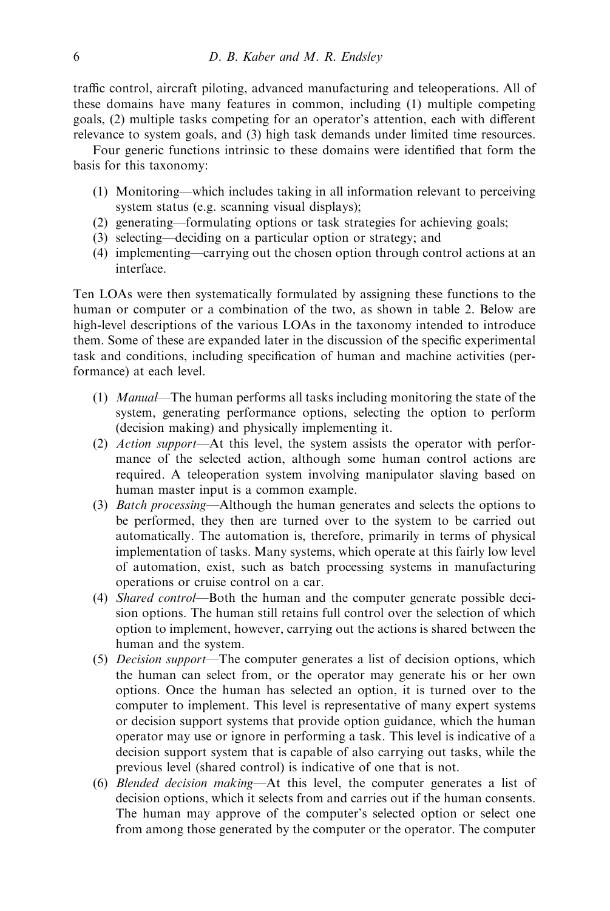traffic control, aircraft piloting, advanced manufacturing and teleoperations. All of these domains have many features in common, including (1) multiple competing goals, (2) multiple tasks competing for an operator's attention, each with different relevance to system goals, and (3) high task demands under limited time resources.

Four generic functions intrinsic to these domains were identified that form the basis for this taxonomy:

(1) Monitoring—which includes taking in all information relevant to perceiving system status (e.g. scanning visual displays);
(2) generating—formulating options or task strategies for achieving goals;
(3) selecting—deciding on a particular option or strategy; and
(4) implementing—carrying out the chosen option through control actions at an interface.

Ten LOAs were then systematically formulated by assigning these functions to the human or computer or a combination of the two, as shown in table 2. Below are high-level descriptions of the various LOAs in the taxonomy intended to introduce them. Some of these are expanded later in the discussion of the specific experimental task and conditions, including specification of human and machine activities (performance) at each level.

(1) *Manual*—The human performs all tasks including monitoring the state of the system, generating performance options, selecting the option to perform (decision making) and physically implementing it.
(2) *Action support*—At this level, the system assists the operator with performance of the selected action, although some human control actions are required. A teleoperation system involving manipulator slaving based on human master input is a common example.
(3) *Batch processing*—Although the human generates and selects the options to be performed, they then are turned over to the system to be carried out automatically. The automation is, therefore, primarily in terms of physical implementation of tasks. Many systems, which operate at this fairly low level of automation, exist, such as batch processing systems in manufacturing operations or cruise control on a car.
(4) *Shared control*—Both the human and the computer generate possible decision options. The human still retains full control over the selection of which option to implement, however, carrying out the actions is shared between the human and the system.
(5) *Decision support*—The computer generates a list of decision options, which the human can select from, or the operator may generate his or her own options. Once the human has selected an option, it is turned over to the computer to implement. This level is representative of many expert systems or decision support systems that provide option guidance, which the human operator may use or ignore in performing a task. This level is indicative of a decision support system that is capable of also carrying out tasks, while the previous level (shared control) is indicative of one that is not.
(6) *Blended decision making*—At this level, the computer generates a list of decision options, which it selects from and carries out if the human consents. The human may approve of the computer's selected option or select one from among those generated by the computer or the operator. The computer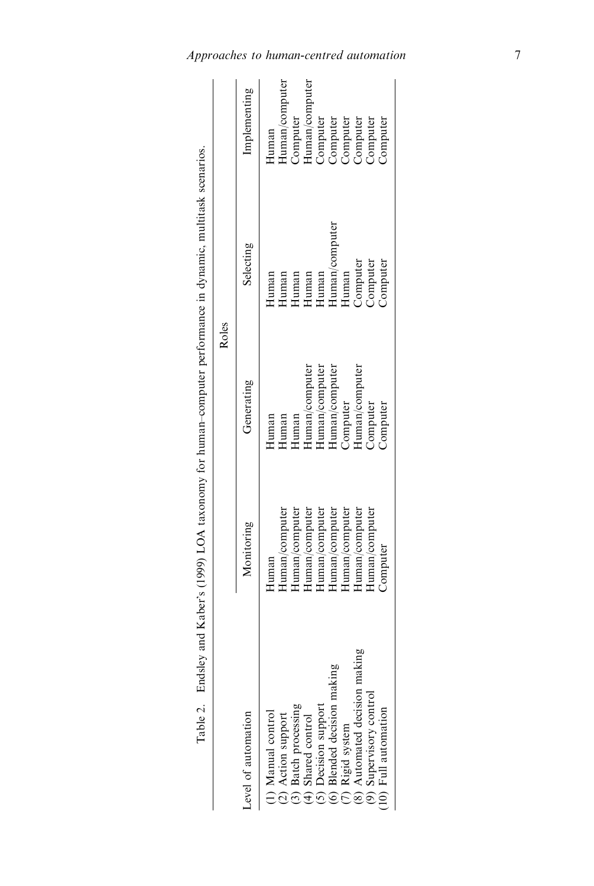Table 2. Endsley and Kaber's (1999) LOA taxonomy for human–computer performance in dynamic, multitask scenarios.

| Level of automation | Roles | | | |
|---|---|---|---|---|
| | Monitoring | Generating | Selecting | Implementing |
| (1) Manual control | Human | Human | Human | Human |
| (2) Action support | Human/computer | Human | Human | Human/computer |
| (3) Batch processing | Human/computer | Human | Human | Computer |
| (4) Shared control | Human/computer | Human/computer | Human | Human/computer |
| (5) Decision support | Human/computer | Human/computer | Human | Computer |
| (6) Blended decision making | Human/computer | Human/computer | Human/computer | Computer |
| (7) Rigid system | Human/computer | Computer | Human | Computer |
| (8) Automated decision making | Human/computer | Human/computer | Computer | Computer |
| (9) Supervisory control | Human/computer | Computer | Computer | Computer |
| (10) Full automation | Computer | Computer | Computer | Computer |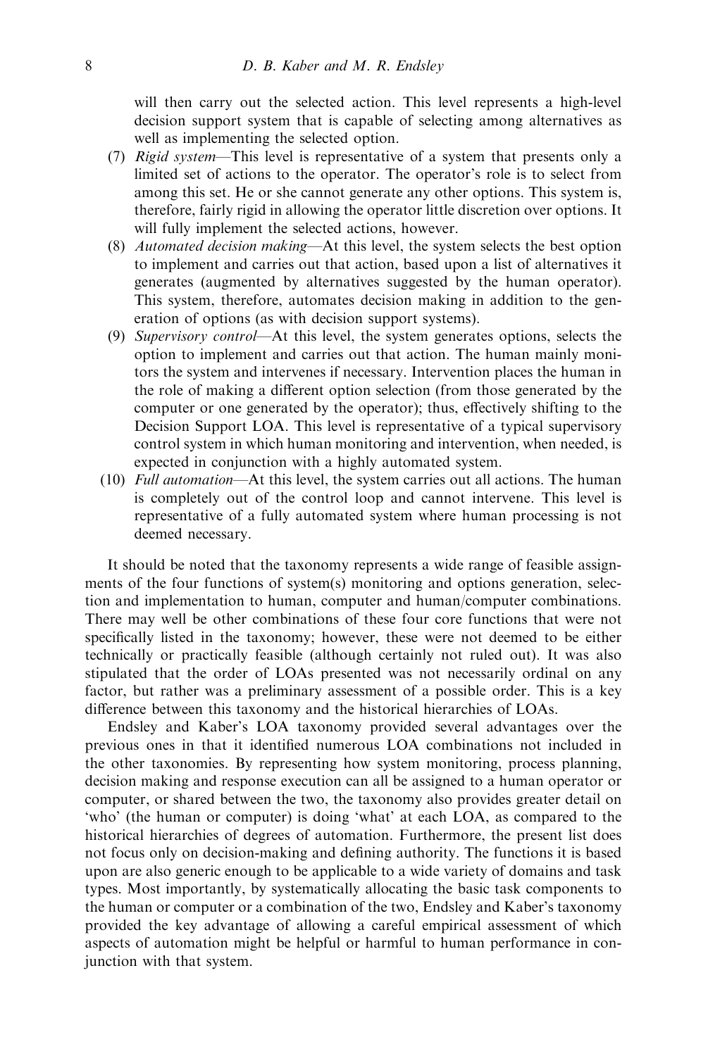will then carry out the selected action. This level represents a high-level decision support system that is capable of selecting among alternatives as well as implementing the selected option.

(7) *Rigid system*—This level is representative of a system that presents only a limited set of actions to the operator. The operator's role is to select from among this set. He or she cannot generate any other options. This system is, therefore, fairly rigid in allowing the operator little discretion over options. It will fully implement the selected actions, however.

(8) *Automated decision making*—At this level, the system selects the best option to implement and carries out that action, based upon a list of alternatives it generates (augmented by alternatives suggested by the human operator). This system, therefore, automates decision making in addition to the generation of options (as with decision support systems).

(9) *Supervisory control*—At this level, the system generates options, selects the option to implement and carries out that action. The human mainly monitors the system and intervenes if necessary. Intervention places the human in the role of making a different option selection (from those generated by the computer or one generated by the operator); thus, effectively shifting to the Decision Support LOA. This level is representative of a typical supervisory control system in which human monitoring and intervention, when needed, is expected in conjunction with a highly automated system.

(10) *Full automation*—At this level, the system carries out all actions. The human is completely out of the control loop and cannot intervene. This level is representative of a fully automated system where human processing is not deemed necessary.

It should be noted that the taxonomy represents a wide range of feasible assignments of the four functions of system(s) monitoring and options generation, selection and implementation to human, computer and human/computer combinations. There may well be other combinations of these four core functions that were not specifically listed in the taxonomy; however, these were not deemed to be either technically or practically feasible (although certainly not ruled out). It was also stipulated that the order of LOAs presented was not necessarily ordinal on any factor, but rather was a preliminary assessment of a possible order. This is a key difference between this taxonomy and the historical hierarchies of LOAs.

Endsley and Kaber's LOA taxonomy provided several advantages over the previous ones in that it identified numerous LOA combinations not included in the other taxonomies. By representing how system monitoring, process planning, decision making and response execution can all be assigned to a human operator or computer, or shared between the two, the taxonomy also provides greater detail on 'who' (the human or computer) is doing 'what' at each LOA, as compared to the historical hierarchies of degrees of automation. Furthermore, the present list does not focus only on decision-making and defining authority. The functions it is based upon are also generic enough to be applicable to a wide variety of domains and task types. Most importantly, by systematically allocating the basic task components to the human or computer or a combination of the two, Endsley and Kaber's taxonomy provided the key advantage of allowing a careful empirical assessment of which aspects of automation might be helpful or harmful to human performance in conjunction with that system.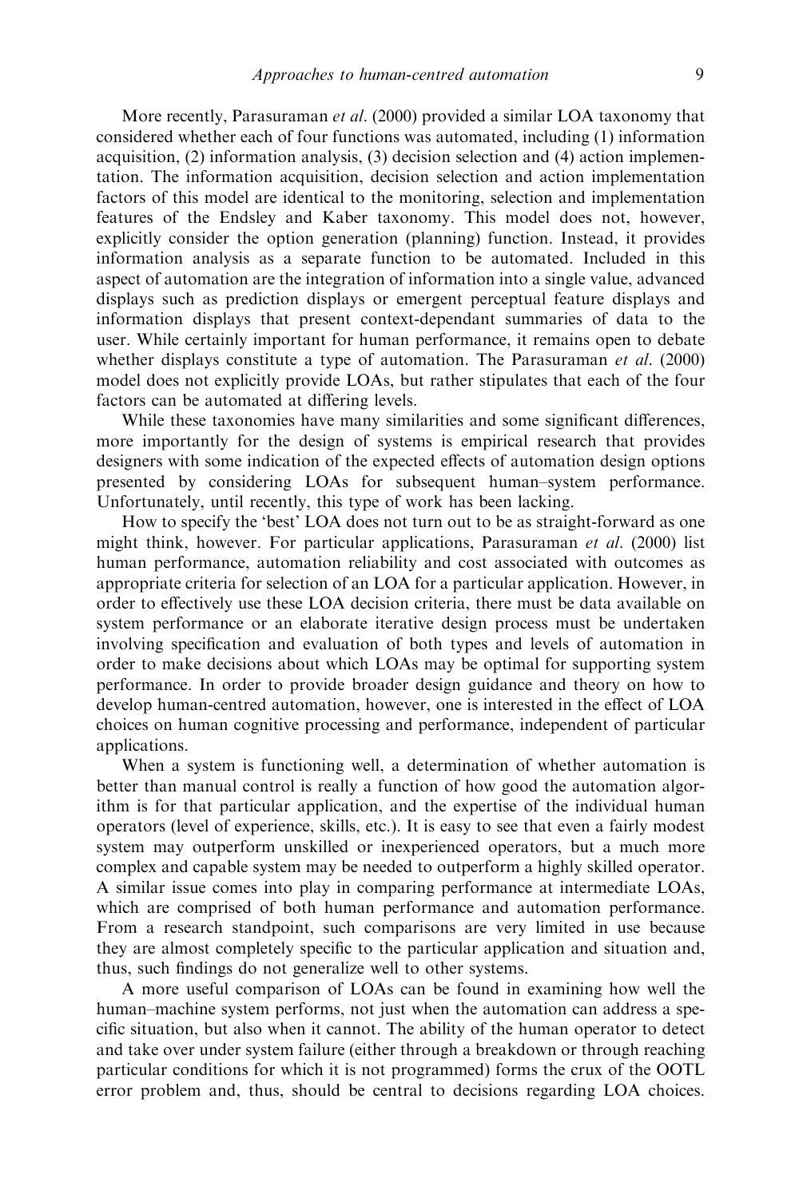More recently, Parasuraman *et al*. (2000) provided a similar LOA taxonomy that considered whether each of four functions was automated, including (1) information acquisition, (2) information analysis, (3) decision selection and (4) action implementation. The information acquisition, decision selection and action implementation factors of this model are identical to the monitoring, selection and implementation features of the Endsley and Kaber taxonomy. This model does not, however, explicitly consider the option generation (planning) function. Instead, it provides information analysis as a separate function to be automated. Included in this aspect of automation are the integration of information into a single value, advanced displays such as prediction displays or emergent perceptual feature displays and information displays that present context-dependant summaries of data to the user. While certainly important for human performance, it remains open to debate whether displays constitute a type of automation. The Parasuraman *et al*. (2000) model does not explicitly provide LOAs, but rather stipulates that each of the four factors can be automated at differing levels.

While these taxonomies have many similarities and some significant differences, more importantly for the design of systems is empirical research that provides designers with some indication of the expected effects of automation design options presented by considering LOAs for subsequent human–system performance. Unfortunately, until recently, this type of work has been lacking.

How to specify the 'best' LOA does not turn out to be as straight-forward as one might think, however. For particular applications, Parasuraman *et al*. (2000) list human performance, automation reliability and cost associated with outcomes as appropriate criteria for selection of an LOA for a particular application. However, in order to effectively use these LOA decision criteria, there must be data available on system performance or an elaborate iterative design process must be undertaken involving specification and evaluation of both types and levels of automation in order to make decisions about which LOAs may be optimal for supporting system performance. In order to provide broader design guidance and theory on how to develop human-centred automation, however, one is interested in the effect of LOA choices on human cognitive processing and performance, independent of particular applications.

When a system is functioning well, a determination of whether automation is better than manual control is really a function of how good the automation algorithm is for that particular application, and the expertise of the individual human operators (level of experience, skills, etc.). It is easy to see that even a fairly modest system may outperform unskilled or inexperienced operators, but a much more complex and capable system may be needed to outperform a highly skilled operator. A similar issue comes into play in comparing performance at intermediate LOAs, which are comprised of both human performance and automation performance. From a research standpoint, such comparisons are very limited in use because they are almost completely specific to the particular application and situation and, thus, such findings do not generalize well to other systems.

A more useful comparison of LOAs can be found in examining how well the human–machine system performs, not just when the automation can address a specific situation, but also when it cannot. The ability of the human operator to detect and take over under system failure (either through a breakdown or through reaching particular conditions for which it is not programmed) forms the crux of the OOTL error problem and, thus, should be central to decisions regarding LOA choices.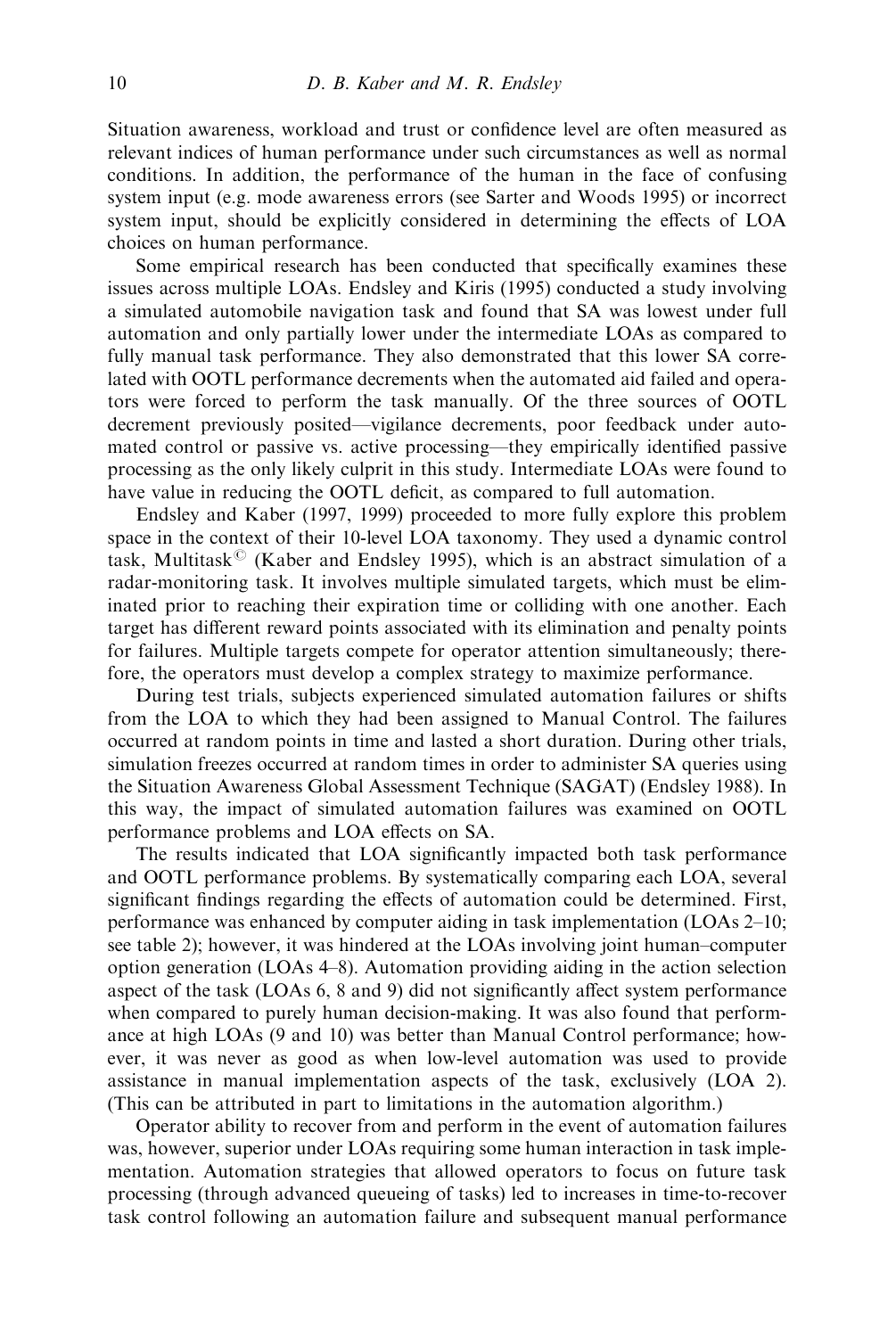Situation awareness, workload and trust or confidence level are often measured as relevant indices of human performance under such circumstances as well as normal conditions. In addition, the performance of the human in the face of confusing system input (e.g. mode awareness errors (see Sarter and Woods 1995) or incorrect system input, should be explicitly considered in determining the effects of LOA choices on human performance.

Some empirical research has been conducted that specifically examines these issues across multiple LOAs. Endsley and Kiris (1995) conducted a study involving a simulated automobile navigation task and found that SA was lowest under full automation and only partially lower under the intermediate LOAs as compared to fully manual task performance. They also demonstrated that this lower SA correlated with OOTL performance decrements when the automated aid failed and operators were forced to perform the task manually. Of the three sources of OOTL decrement previously posited—vigilance decrements, poor feedback under automated control or passive vs. active processing—they empirically identified passive processing as the only likely culprit in this study. Intermediate LOAs were found to have value in reducing the OOTL deficit, as compared to full automation.

Endsley and Kaber (1997, 1999) proceeded to more fully explore this problem space in the context of their 10-level LOA taxonomy. They used a dynamic control task, Multitask© (Kaber and Endsley 1995), which is an abstract simulation of a radar-monitoring task. It involves multiple simulated targets, which must be eliminated prior to reaching their expiration time or colliding with one another. Each target has different reward points associated with its elimination and penalty points for failures. Multiple targets compete for operator attention simultaneously; therefore, the operators must develop a complex strategy to maximize performance.

During test trials, subjects experienced simulated automation failures or shifts from the LOA to which they had been assigned to Manual Control. The failures occurred at random points in time and lasted a short duration. During other trials, simulation freezes occurred at random times in order to administer SA queries using the Situation Awareness Global Assessment Technique (SAGAT) (Endsley 1988). In this way, the impact of simulated automation failures was examined on OOTL performance problems and LOA effects on SA.

The results indicated that LOA significantly impacted both task performance and OOTL performance problems. By systematically comparing each LOA, several significant findings regarding the effects of automation could be determined. First, performance was enhanced by computer aiding in task implementation (LOAs 2–10; see table 2); however, it was hindered at the LOAs involving joint human–computer option generation (LOAs 4–8). Automation providing aiding in the action selection aspect of the task (LOAs 6, 8 and 9) did not significantly affect system performance when compared to purely human decision-making. It was also found that performance at high LOAs (9 and 10) was better than Manual Control performance; however, it was never as good as when low-level automation was used to provide assistance in manual implementation aspects of the task, exclusively (LOA 2). (This can be attributed in part to limitations in the automation algorithm.)

Operator ability to recover from and perform in the event of automation failures was, however, superior under LOAs requiring some human interaction in task implementation. Automation strategies that allowed operators to focus on future task processing (through advanced queueing of tasks) led to increases in time-to-recover task control following an automation failure and subsequent manual performance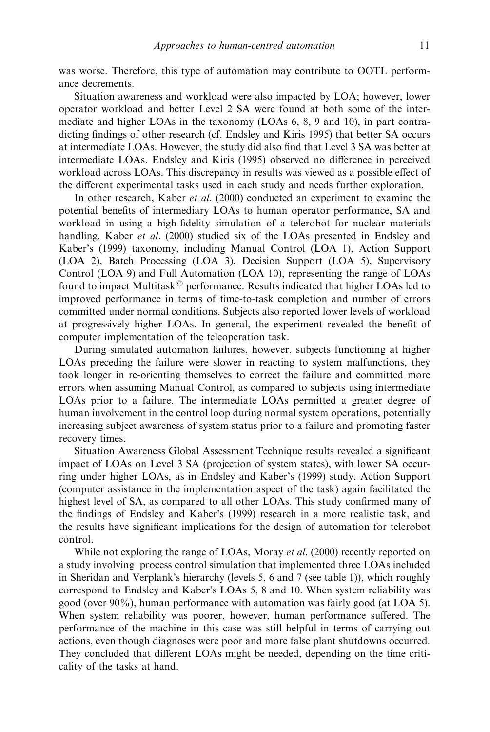was worse. Therefore, this type of automation may contribute to OOTL performance decrements.

Situation awareness and workload were also impacted by LOA; however, lower operator workload and better Level 2 SA were found at both some of the intermediate and higher LOAs in the taxonomy (LOAs 6, 8, 9 and 10), in part contradicting findings of other research (cf. Endsley and Kiris 1995) that better SA occurs at intermediate LOAs. However, the study did also find that Level 3 SA was better at intermediate LOAs. Endsley and Kiris (1995) observed no difference in perceived workload across LOAs. This discrepancy in results was viewed as a possible effect of the different experimental tasks used in each study and needs further exploration.

In other research, Kaber *et al.* (2000) conducted an experiment to examine the potential benefits of intermediary LOAs to human operator performance, SA and workload in using a high-fidelity simulation of a telerobot for nuclear materials handling. Kaber *et al.* (2000) studied six of the LOAs presented in Endsley and Kaber's (1999) taxonomy, including Manual Control (LOA 1), Action Support (LOA 2), Batch Processing (LOA 3), Decision Support (LOA 5), Supervisory Control (LOA 9) and Full Automation (LOA 10), representing the range of LOAs found to impact Multitask© performance. Results indicated that higher LOAs led to improved performance in terms of time-to-task completion and number of errors committed under normal conditions. Subjects also reported lower levels of workload at progressively higher LOAs. In general, the experiment revealed the benefit of computer implementation of the teleoperation task.

During simulated automation failures, however, subjects functioning at higher LOAs preceding the failure were slower in reacting to system malfunctions, they took longer in re-orienting themselves to correct the failure and committed more errors when assuming Manual Control, as compared to subjects using intermediate LOAs prior to a failure. The intermediate LOAs permitted a greater degree of human involvement in the control loop during normal system operations, potentially increasing subject awareness of system status prior to a failure and promoting faster recovery times.

Situation Awareness Global Assessment Technique results revealed a significant impact of LOAs on Level 3 SA (projection of system states), with lower SA occurring under higher LOAs, as in Endsley and Kaber's (1999) study. Action Support (computer assistance in the implementation aspect of the task) again facilitated the highest level of SA, as compared to all other LOAs. This study confirmed many of the findings of Endsley and Kaber's (1999) research in a more realistic task, and the results have significant implications for the design of automation for telerobot control.

While not exploring the range of LOAs, Moray *et al.* (2000) recently reported on a study involving process control simulation that implemented three LOAs included in Sheridan and Verplank's hierarchy (levels 5, 6 and 7 (see table 1)), which roughly correspond to Endsley and Kaber's LOAs 5, 8 and 10. When system reliability was good (over 90%), human performance with automation was fairly good (at LOA 5). When system reliability was poorer, however, human performance suffered. The performance of the machine in this case was still helpful in terms of carrying out actions, even though diagnoses were poor and more false plant shutdowns occurred. They concluded that different LOAs might be needed, depending on the time criticality of the tasks at hand.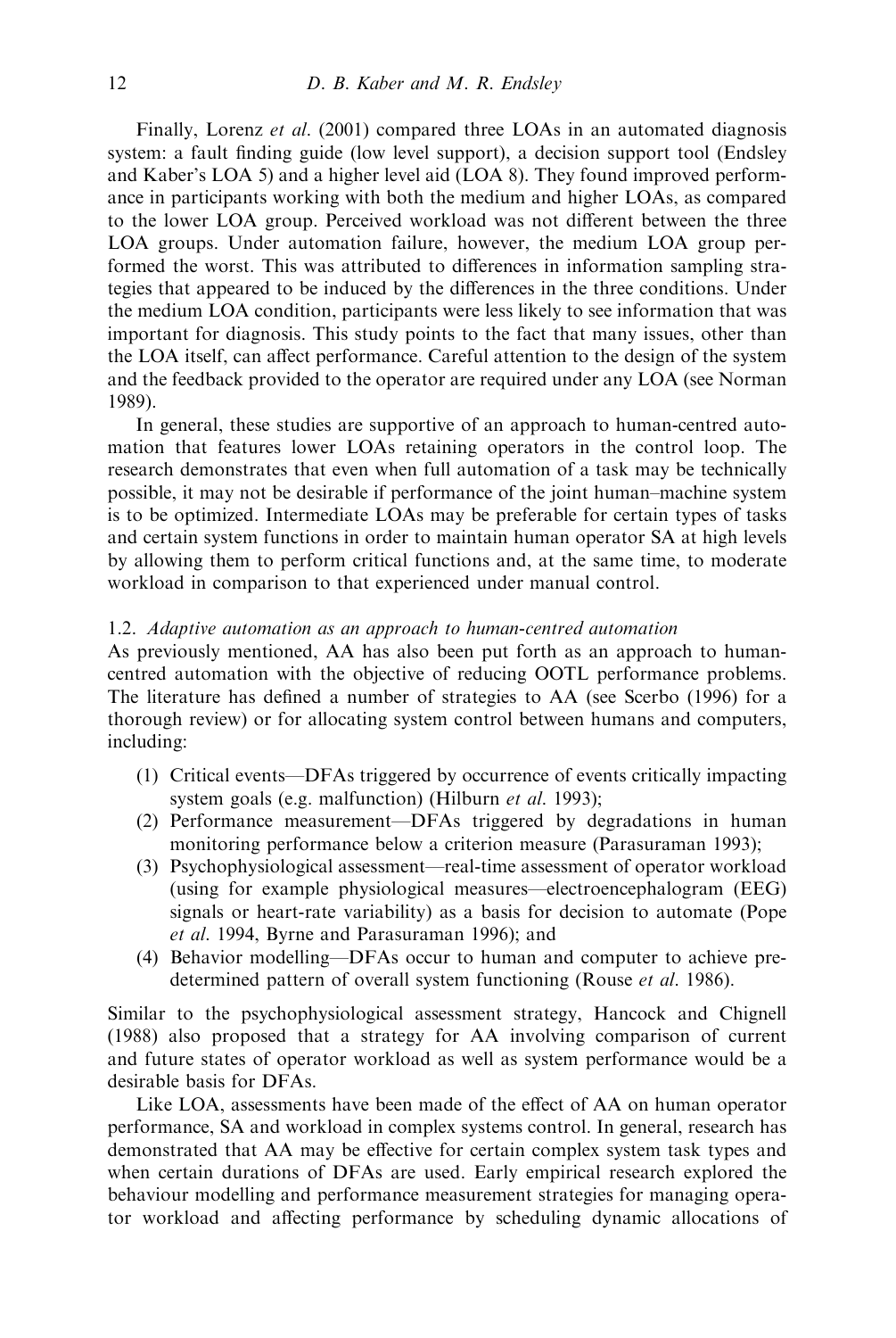Finally, Lorenz *et al.* (2001) compared three LOAs in an automated diagnosis system: a fault finding guide (low level support), a decision support tool (Endsley and Kaber's LOA 5) and a higher level aid (LOA 8). They found improved performance in participants working with both the medium and higher LOAs, as compared to the lower LOA group. Perceived workload was not different between the three LOA groups. Under automation failure, however, the medium LOA group performed the worst. This was attributed to differences in information sampling strategies that appeared to be induced by the differences in the three conditions. Under the medium LOA condition, participants were less likely to see information that was important for diagnosis. This study points to the fact that many issues, other than the LOA itself, can affect performance. Careful attention to the design of the system and the feedback provided to the operator are required under any LOA (see Norman 1989).

In general, these studies are supportive of an approach to human-centred automation that features lower LOAs retaining operators in the control loop. The research demonstrates that even when full automation of a task may be technically possible, it may not be desirable if performance of the joint human–machine system is to be optimized. Intermediate LOAs may be preferable for certain types of tasks and certain system functions in order to maintain human operator SA at high levels by allowing them to perform critical functions and, at the same time, to moderate workload in comparison to that experienced under manual control.

### 1.2. *Adaptive automation as an approach to human-centred automation*

As previously mentioned, AA has also been put forth as an approach to human-centred automation with the objective of reducing OOTL performance problems. The literature has defined a number of strategies to AA (see Scerbo (1996) for a thorough review) or for allocating system control between humans and computers, including:

1. Critical events—DFAs triggered by occurrence of events critically impacting system goals (e.g. malfunction) (Hilburn *et al.* 1993);
2. Performance measurement—DFAs triggered by degradations in human monitoring performance below a criterion measure (Parasuraman 1993);
3. Psychophysiological assessment—real-time assessment of operator workload (using for example physiological measures—electroencephalogram (EEG) signals or heart-rate variability) as a basis for decision to automate (Pope *et al.* 1994, Byrne and Parasuraman 1996); and
4. Behavior modelling—DFAs occur to human and computer to achieve predetermined pattern of overall system functioning (Rouse *et al.* 1986).

Similar to the psychophysiological assessment strategy, Hancock and Chignell (1988) also proposed that a strategy for AA involving comparison of current and future states of operator workload as well as system performance would be a desirable basis for DFAs.

Like LOA, assessments have been made of the effect of AA on human operator performance, SA and workload in complex systems control. In general, research has demonstrated that AA may be effective for certain complex system task types and when certain durations of DFAs are used. Early empirical research explored the behaviour modelling and performance measurement strategies for managing operator workload and affecting performance by scheduling dynamic allocations of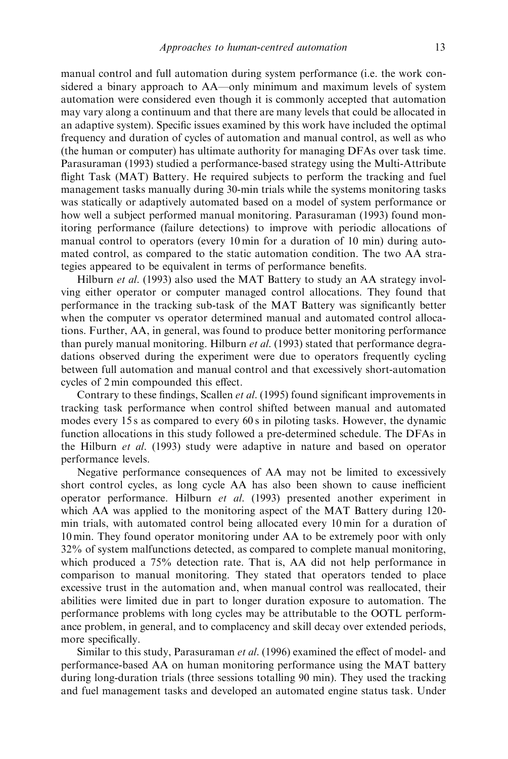manual control and full automation during system performance (i.e. the work considered a binary approach to AA—only minimum and maximum levels of system automation were considered even though it is commonly accepted that automation may vary along a continuum and that there are many levels that could be allocated in an adaptive system). Specific issues examined by this work have included the optimal frequency and duration of cycles of automation and manual control, as well as who (the human or computer) has ultimate authority for managing DFAs over task time. Parasuraman (1993) studied a performance-based strategy using the Multi-Attribute flight Task (MAT) Battery. He required subjects to perform the tracking and fuel management tasks manually during 30-min trials while the systems monitoring tasks was statically or adaptively automated based on a model of system performance or how well a subject performed manual monitoring. Parasuraman (1993) found monitoring performance (failure detections) to improve with periodic allocations of manual control to operators (every 10 min for a duration of 10 min) during automated control, as compared to the static automation condition. The two AA strategies appeared to be equivalent in terms of performance benefits.

Hilburn *et al.* (1993) also used the MAT Battery to study an AA strategy involving either operator or computer managed control allocations. They found that performance in the tracking sub-task of the MAT Battery was significantly better when the computer vs operator determined manual and automated control allocations. Further, AA, in general, was found to produce better monitoring performance than purely manual monitoring. Hilburn *et al.* (1993) stated that performance degradations observed during the experiment were due to operators frequently cycling between full automation and manual control and that excessively short-automation cycles of 2 min compounded this effect.

Contrary to these findings, Scallen *et al.* (1995) found significant improvements in tracking task performance when control shifted between manual and automated modes every 15 s as compared to every 60 s in piloting tasks. However, the dynamic function allocations in this study followed a pre-determined schedule. The DFAs in the Hilburn *et al.* (1993) study were adaptive in nature and based on operator performance levels.

Negative performance consequences of AA may not be limited to excessively short control cycles, as long cycle AA has also been shown to cause inefficient operator performance. Hilburn *et al.* (1993) presented another experiment in which AA was applied to the monitoring aspect of the MAT Battery during 120-min trials, with automated control being allocated every 10 min for a duration of 10 min. They found operator monitoring under AA to be extremely poor with only 32% of system malfunctions detected, as compared to complete manual monitoring, which produced a 75% detection rate. That is, AA did not help performance in comparison to manual monitoring. They stated that operators tended to place excessive trust in the automation and, when manual control was reallocated, their abilities were limited due in part to longer duration exposure to automation. The performance problems with long cycles may be attributable to the OOTL performance problem, in general, and to complacency and skill decay over extended periods, more specifically.

Similar to this study, Parasuraman *et al.* (1996) examined the effect of model- and performance-based AA on human monitoring performance using the MAT battery during long-duration trials (three sessions totalling 90 min). They used the tracking and fuel management tasks and developed an automated engine status task. Under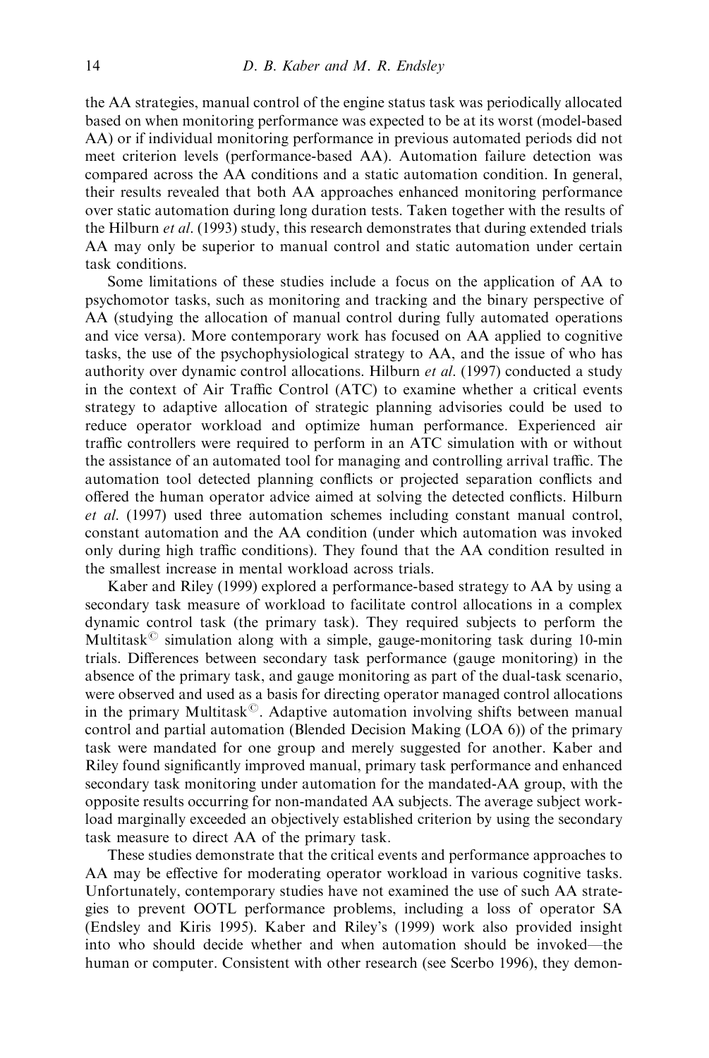the AA strategies, manual control of the engine status task was periodically allocated based on when monitoring performance was expected to be at its worst (model-based AA) or if individual monitoring performance in previous automated periods did not meet criterion levels (performance-based AA). Automation failure detection was compared across the AA conditions and a static automation condition. In general, their results revealed that both AA approaches enhanced monitoring performance over static automation during long duration tests. Taken together with the results of the Hilburn *et al.* (1993) study, this research demonstrates that during extended trials AA may only be superior to manual control and static automation under certain task conditions.

Some limitations of these studies include a focus on the application of AA to psychomotor tasks, such as monitoring and tracking and the binary perspective of AA (studying the allocation of manual control during fully automated operations and vice versa). More contemporary work has focused on AA applied to cognitive tasks, the use of the psychophysiological strategy to AA, and the issue of who has authority over dynamic control allocations. Hilburn *et al.* (1997) conducted a study in the context of Air Traffic Control (ATC) to examine whether a critical events strategy to adaptive allocation of strategic planning advisories could be used to reduce operator workload and optimize human performance. Experienced air traffic controllers were required to perform in an ATC simulation with or without the assistance of an automated tool for managing and controlling arrival traffic. The automation tool detected planning conflicts or projected separation conflicts and offered the human operator advice aimed at solving the detected conflicts. Hilburn *et al.* (1997) used three automation schemes including constant manual control, constant automation and the AA condition (under which automation was invoked only during high traffic conditions). They found that the AA condition resulted in the smallest increase in mental workload across trials.

Kaber and Riley (1999) explored a performance-based strategy to AA by using a secondary task measure of workload to facilitate control allocations in a complex dynamic control task (the primary task). They required subjects to perform the Multitask© simulation along with a simple, gauge-monitoring task during 10-min trials. Differences between secondary task performance (gauge monitoring) in the absence of the primary task, and gauge monitoring as part of the dual-task scenario, were observed and used as a basis for directing operator managed control allocations in the primary Multitask©. Adaptive automation involving shifts between manual control and partial automation (Blended Decision Making (LOA 6)) of the primary task were mandated for one group and merely suggested for another. Kaber and Riley found significantly improved manual, primary task performance and enhanced secondary task monitoring under automation for the mandated-AA group, with the opposite results occurring for non-mandated AA subjects. The average subject workload marginally exceeded an objectively established criterion by using the secondary task measure to direct AA of the primary task.

These studies demonstrate that the critical events and performance approaches to AA may be effective for moderating operator workload in various cognitive tasks. Unfortunately, contemporary studies have not examined the use of such AA strategies to prevent OOTL performance problems, including a loss of operator SA (Endsley and Kiris 1995). Kaber and Riley's (1999) work also provided insight into who should decide whether and when automation should be invoked—the human or computer. Consistent with other research (see Scerbo 1996), they demon-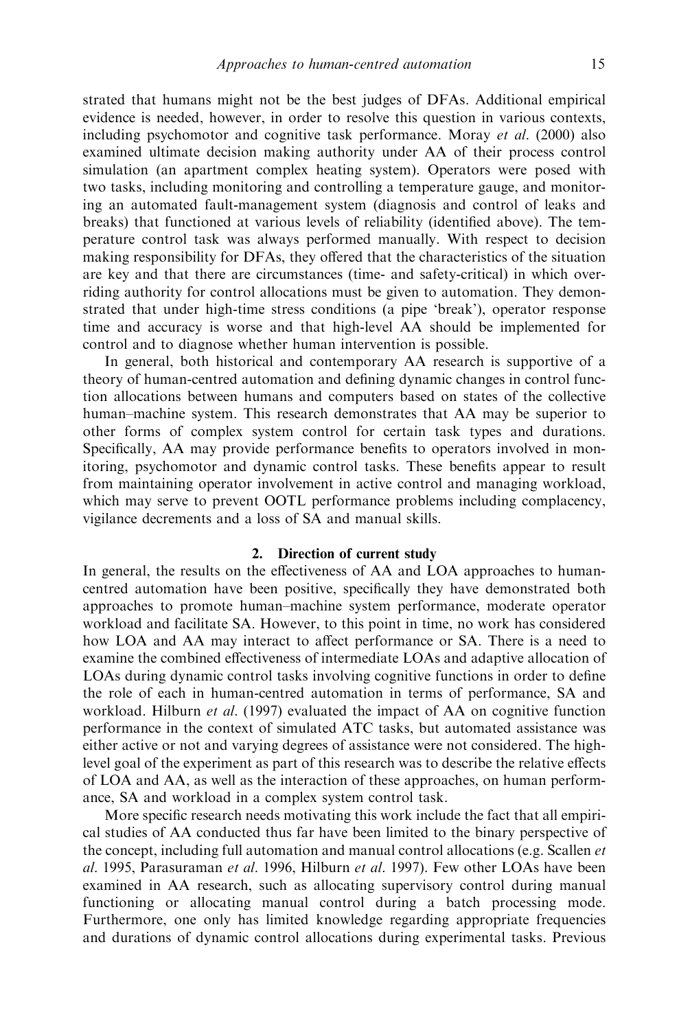strated that humans might not be the best judges of DFAs. Additional empirical evidence is needed, however, in order to resolve this question in various contexts, including psychomotor and cognitive task performance. Moray *et al.* (2000) also examined ultimate decision making authority under AA of their process control simulation (an apartment complex heating system). Operators were posed with two tasks, including monitoring and controlling a temperature gauge, and monitoring an automated fault-management system (diagnosis and control of leaks and breaks) that functioned at various levels of reliability (identified above). The temperature control task was always performed manually. With respect to decision making responsibility for DFAs, they offered that the characteristics of the situation are key and that there are circumstances (time- and safety-critical) in which overriding authority for control allocations must be given to automation. They demonstrated that under high-time stress conditions (a pipe 'break'), operator response time and accuracy is worse and that high-level AA should be implemented for control and to diagnose whether human intervention is possible.

In general, both historical and contemporary AA research is supportive of a theory of human-centred automation and defining dynamic changes in control function allocations between humans and computers based on states of the collective human–machine system. This research demonstrates that AA may be superior to other forms of complex system control for certain task types and durations. Specifically, AA may provide performance benefits to operators involved in monitoring, psychomotor and dynamic control tasks. These benefits appear to result from maintaining operator involvement in active control and managing workload, which may serve to prevent OOTL performance problems including complacency, vigilance decrements and a loss of SA and manual skills.

## 2. Direction of current study

In general, the results on the effectiveness of AA and LOA approaches to human-centred automation have been positive, specifically they have demonstrated both approaches to promote human–machine system performance, moderate operator workload and facilitate SA. However, to this point in time, no work has considered how LOA and AA may interact to affect performance or SA. There is a need to examine the combined effectiveness of intermediate LOAs and adaptive allocation of LOAs during dynamic control tasks involving cognitive functions in order to define the role of each in human-centred automation in terms of performance, SA and workload. Hilburn *et al.* (1997) evaluated the impact of AA on cognitive function performance in the context of simulated ATC tasks, but automated assistance was either active or not and varying degrees of assistance were not considered. The high-level goal of the experiment as part of this research was to describe the relative effects of LOA and AA, as well as the interaction of these approaches, on human performance, SA and workload in a complex system control task.

More specific research needs motivating this work include the fact that all empirical studies of AA conducted thus far have been limited to the binary perspective of the concept, including full automation and manual control allocations (e.g. Scallen *et al.* 1995, Parasuraman *et al.* 1996, Hilburn *et al.* 1997). Few other LOAs have been examined in AA research, such as allocating supervisory control during manual functioning or allocating manual control during a batch processing mode. Furthermore, one only has limited knowledge regarding appropriate frequencies and durations of dynamic control allocations during experimental tasks. Previous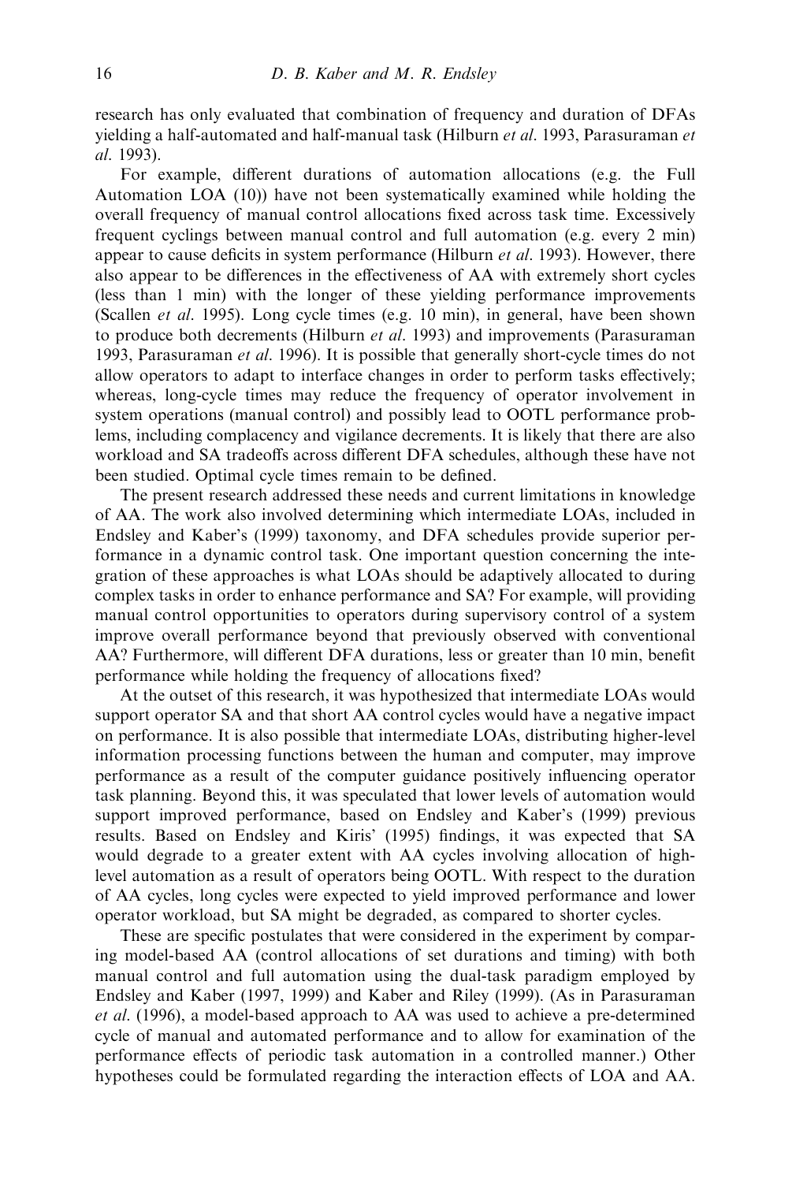research has only evaluated that combination of frequency and duration of DFAs yielding a half-automated and half-manual task (Hilburn *et al.* 1993, Parasuraman *et al.* 1993).

For example, different durations of automation allocations (e.g. the Full Automation LOA (10)) have not been systematically examined while holding the overall frequency of manual control allocations fixed across task time. Excessively frequent cyclings between manual control and full automation (e.g. every 2 min) appear to cause deficits in system performance (Hilburn *et al.* 1993). However, there also appear to be differences in the effectiveness of AA with extremely short cycles (less than 1 min) with the longer of these yielding performance improvements (Scallen *et al.* 1995). Long cycle times (e.g. 10 min), in general, have been shown to produce both decrements (Hilburn *et al.* 1993) and improvements (Parasuraman 1993, Parasuraman *et al.* 1996). It is possible that generally short-cycle times do not allow operators to adapt to interface changes in order to perform tasks effectively; whereas, long-cycle times may reduce the frequency of operator involvement in system operations (manual control) and possibly lead to OOTL performance problems, including complacency and vigilance decrements. It is likely that there are also workload and SA tradeoffs across different DFA schedules, although these have not been studied. Optimal cycle times remain to be defined.

The present research addressed these needs and current limitations in knowledge of AA. The work also involved determining which intermediate LOAs, included in Endsley and Kaber's (1999) taxonomy, and DFA schedules provide superior performance in a dynamic control task. One important question concerning the integration of these approaches is what LOAs should be adaptively allocated to during complex tasks in order to enhance performance and SA? For example, will providing manual control opportunities to operators during supervisory control of a system improve overall performance beyond that previously observed with conventional AA? Furthermore, will different DFA durations, less or greater than 10 min, benefit performance while holding the frequency of allocations fixed?

At the outset of this research, it was hypothesized that intermediate LOAs would support operator SA and that short AA control cycles would have a negative impact on performance. It is also possible that intermediate LOAs, distributing higher-level information processing functions between the human and computer, may improve performance as a result of the computer guidance positively influencing operator task planning. Beyond this, it was speculated that lower levels of automation would support improved performance, based on Endsley and Kaber's (1999) previous results. Based on Endsley and Kiris' (1995) findings, it was expected that SA would degrade to a greater extent with AA cycles involving allocation of high-level automation as a result of operators being OOTL. With respect to the duration of AA cycles, long cycles were expected to yield improved performance and lower operator workload, but SA might be degraded, as compared to shorter cycles.

These are specific postulates that were considered in the experiment by comparing model-based AA (control allocations of set durations and timing) with both manual control and full automation using the dual-task paradigm employed by Endsley and Kaber (1997, 1999) and Kaber and Riley (1999). (As in Parasuraman *et al.* (1996), a model-based approach to AA was used to achieve a pre-determined cycle of manual and automated performance and to allow for examination of the performance effects of periodic task automation in a controlled manner.) Other hypotheses could be formulated regarding the interaction effects of LOA and AA.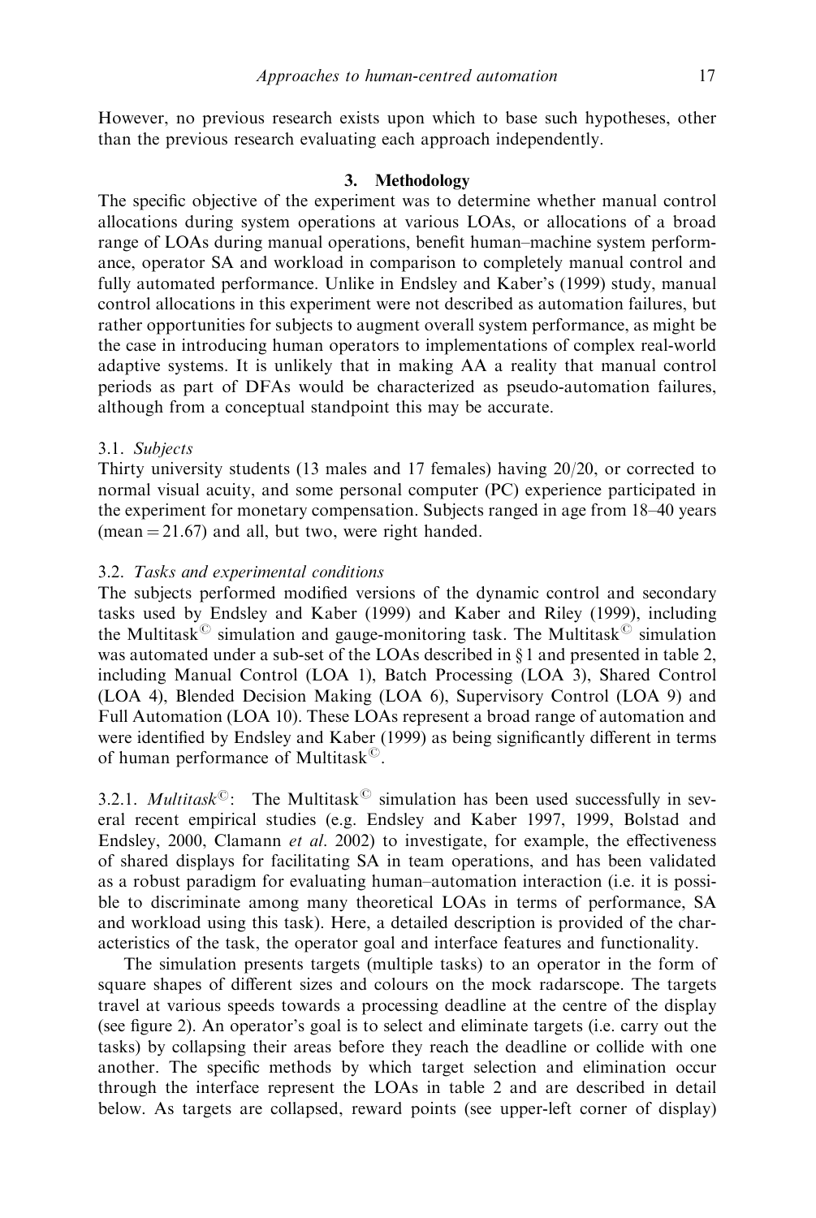However, no previous research exists upon which to base such hypotheses, other than the previous research evaluating each approach independently.

## 3. Methodology

The specific objective of the experiment was to determine whether manual control allocations during system operations at various LOAs, or allocations of a broad range of LOAs during manual operations, benefit human–machine system performance, operator SA and workload in comparison to completely manual control and fully automated performance. Unlike in Endsley and Kaber's (1999) study, manual control allocations in this experiment were not described as automation failures, but rather opportunities for subjects to augment overall system performance, as might be the case in introducing human operators to implementations of complex real-world adaptive systems. It is unlikely that in making AA a reality that manual control periods as part of DFAs would be characterized as pseudo-automation failures, although from a conceptual standpoint this may be accurate.

### 3.1. *Subjects*

Thirty university students (13 males and 17 females) having 20/20, or corrected to normal visual acuity, and some personal computer (PC) experience participated in the experiment for monetary compensation. Subjects ranged in age from 18–40 years (mean = 21.67) and all, but two, were right handed.

### 3.2. *Tasks and experimental conditions*

The subjects performed modified versions of the dynamic control and secondary tasks used by Endsley and Kaber (1999) and Kaber and Riley (1999), including the Multitask© simulation and gauge-monitoring task. The Multitask© simulation was automated under a sub-set of the LOAs described in § 1 and presented in table 2, including Manual Control (LOA 1), Batch Processing (LOA 3), Shared Control (LOA 4), Blended Decision Making (LOA 6), Supervisory Control (LOA 9) and Full Automation (LOA 10). These LOAs represent a broad range of automation and were identified by Endsley and Kaber (1999) as being significantly different in terms of human performance of Multitask©.

#### 3.2.1. *Multitask©*:

The Multitask© simulation has been used successfully in several recent empirical studies (e.g. Endsley and Kaber 1997, 1999, Bolstad and Endsley, 2000, Clamann *et al.* 2002) to investigate, for example, the effectiveness of shared displays for facilitating SA in team operations, and has been validated as a robust paradigm for evaluating human–automation interaction (i.e. it is possible to discriminate among many theoretical LOAs in terms of performance, SA and workload using this task). Here, a detailed description is provided of the characteristics of the task, the operator goal and interface features and functionality.

The simulation presents targets (multiple tasks) to an operator in the form of square shapes of different sizes and colours on the mock radarscope. The targets travel at various speeds towards a processing deadline at the centre of the display (see figure 2). An operator's goal is to select and eliminate targets (i.e. carry out the tasks) by collapsing their areas before they reach the deadline or collide with one another. The specific methods by which target selection and elimination occur through the interface represent the LOAs in table 2 and are described in detail below. As targets are collapsed, reward points (see upper-left corner of display)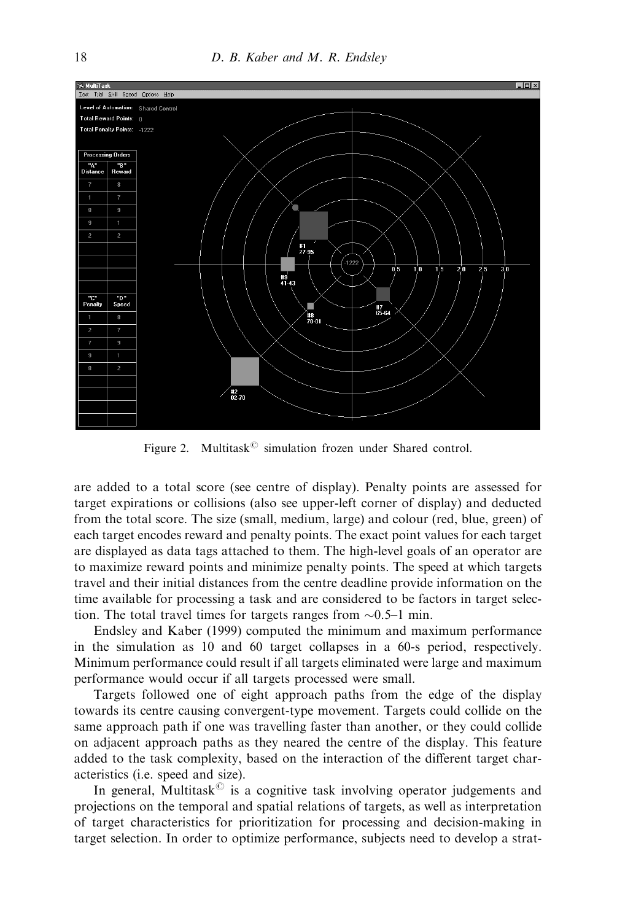Figure 2. Multitask© simulation frozen under Shared control.

are added to a total score (see centre of display). Penalty points are assessed for target expirations or collisions (also see upper-left corner of display) and deducted from the total score. The size (small, medium, large) and colour (red, blue, green) of each target encodes reward and penalty points. The exact point values for each target are displayed as data tags attached to them. The high-level goals of an operator are to maximize reward points and minimize penalty points. The speed at which targets travel and their initial distances from the centre deadline provide information on the time available for processing a task and are considered to be factors in target selection. The total travel times for targets ranges from ~0.5–1 min.

Endsley and Kaber (1999) computed the minimum and maximum performance in the simulation as 10 and 60 target collapses in a 60-s period, respectively. Minimum performance could result if all targets eliminated were large and maximum performance would occur if all targets processed were small.

Targets followed one of eight approach paths from the edge of the display towards its centre causing convergent-type movement. Targets could collide on the same approach path if one was travelling faster than another, or they could collide on adjacent approach paths as they neared the centre of the display. This feature added to the task complexity, based on the interaction of the different target characteristics (i.e. speed and size).

In general, Multitask© is a cognitive task involving operator judgements and projections on the temporal and spatial relations of targets, as well as interpretation of target characteristics for prioritization for processing and decision-making in target selection. In order to optimize performance, subjects need to develop a strat-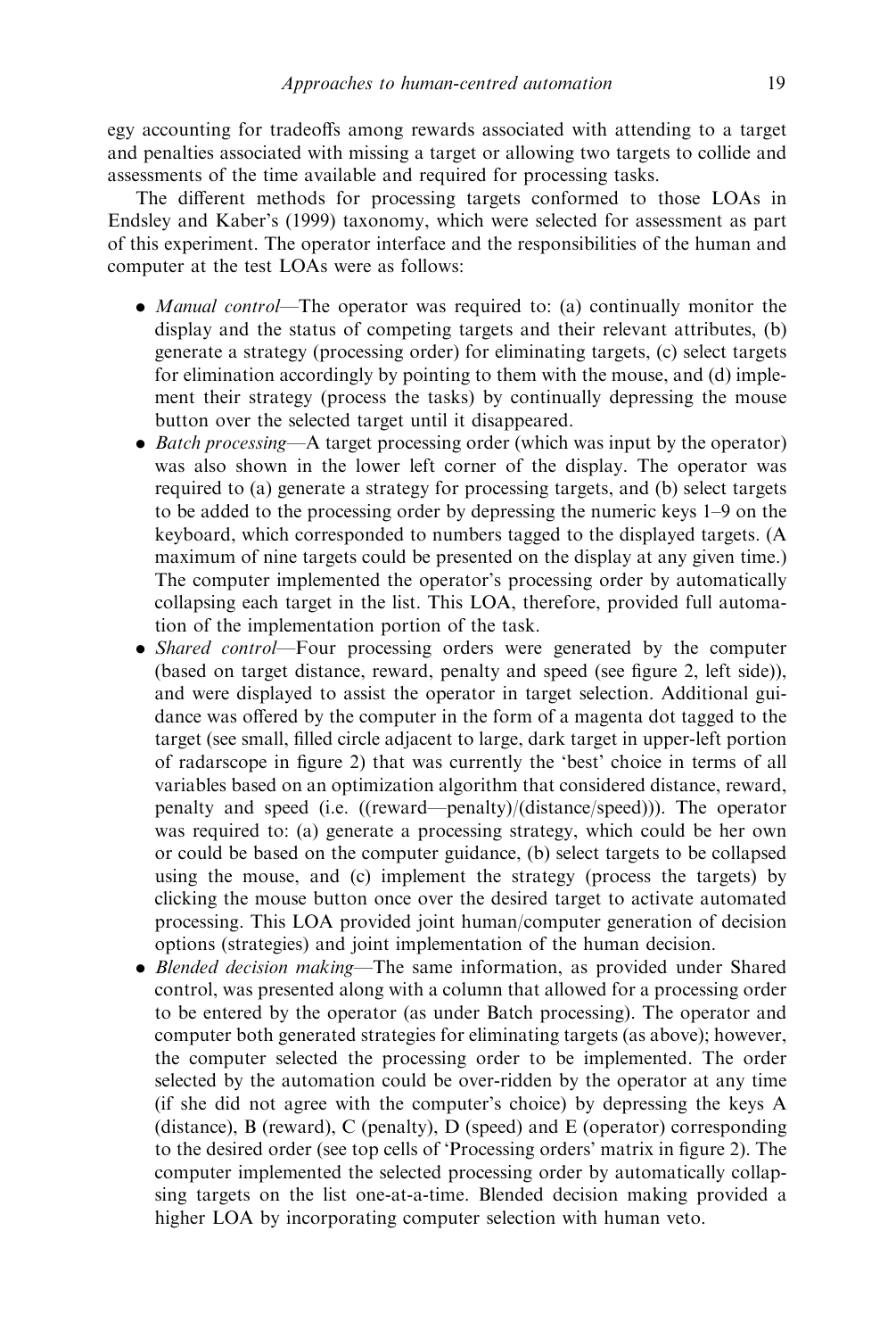egy accounting for tradeoffs among rewards associated with attending to a target and penalties associated with missing a target or allowing two targets to collide and assessments of the time available and required for processing tasks.

The different methods for processing targets conformed to those LOAs in Endsley and Kaber's (1999) taxonomy, which were selected for assessment as part of this experiment. The operator interface and the responsibilities of the human and computer at the test LOAs were as follows:

- *Manual control*—The operator was required to: (a) continually monitor the display and the status of competing targets and their relevant attributes, (b) generate a strategy (processing order) for eliminating targets, (c) select targets for elimination accordingly by pointing to them with the mouse, and (d) implement their strategy (process the tasks) by continually depressing the mouse button over the selected target until it disappeared.
- *Batch processing*—A target processing order (which was input by the operator) was also shown in the lower left corner of the display. The operator was required to (a) generate a strategy for processing targets, and (b) select targets to be added to the processing order by depressing the numeric keys 1–9 on the keyboard, which corresponded to numbers tagged to the displayed targets. (A maximum of nine targets could be presented on the display at any given time.) The computer implemented the operator's processing order by automatically collapsing each target in the list. This LOA, therefore, provided full automation of the implementation portion of the task.
- *Shared control*—Four processing orders were generated by the computer (based on target distance, reward, penalty and speed (see figure 2, left side)), and were displayed to assist the operator in target selection. Additional guidance was offered by the computer in the form of a magenta dot tagged to the target (see small, filled circle adjacent to large, dark target in upper-left portion of radarscope in figure 2) that was currently the 'best' choice in terms of all variables based on an optimization algorithm that considered distance, reward, penalty and speed (i.e. ((reward—penalty)/(distance/speed))). The operator was required to: (a) generate a processing strategy, which could be her own or could be based on the computer guidance, (b) select targets to be collapsed using the mouse, and (c) implement the strategy (process the targets) by clicking the mouse button once over the desired target to activate automated processing. This LOA provided joint human/computer generation of decision options (strategies) and joint implementation of the human decision.
- *Blended decision making*—The same information, as provided under Shared control, was presented along with a column that allowed for a processing order to be entered by the operator (as under Batch processing). The operator and computer both generated strategies for eliminating targets (as above); however, the computer selected the processing order to be implemented. The order selected by the automation could be over-ridden by the operator at any time (if she did not agree with the computer's choice) by depressing the keys A (distance), B (reward), C (penalty), D (speed) and E (operator) corresponding to the desired order (see top cells of 'Processing orders' matrix in figure 2). The computer implemented the selected processing order by automatically collapsing targets on the list one-at-a-time. Blended decision making provided a higher LOA by incorporating computer selection with human veto.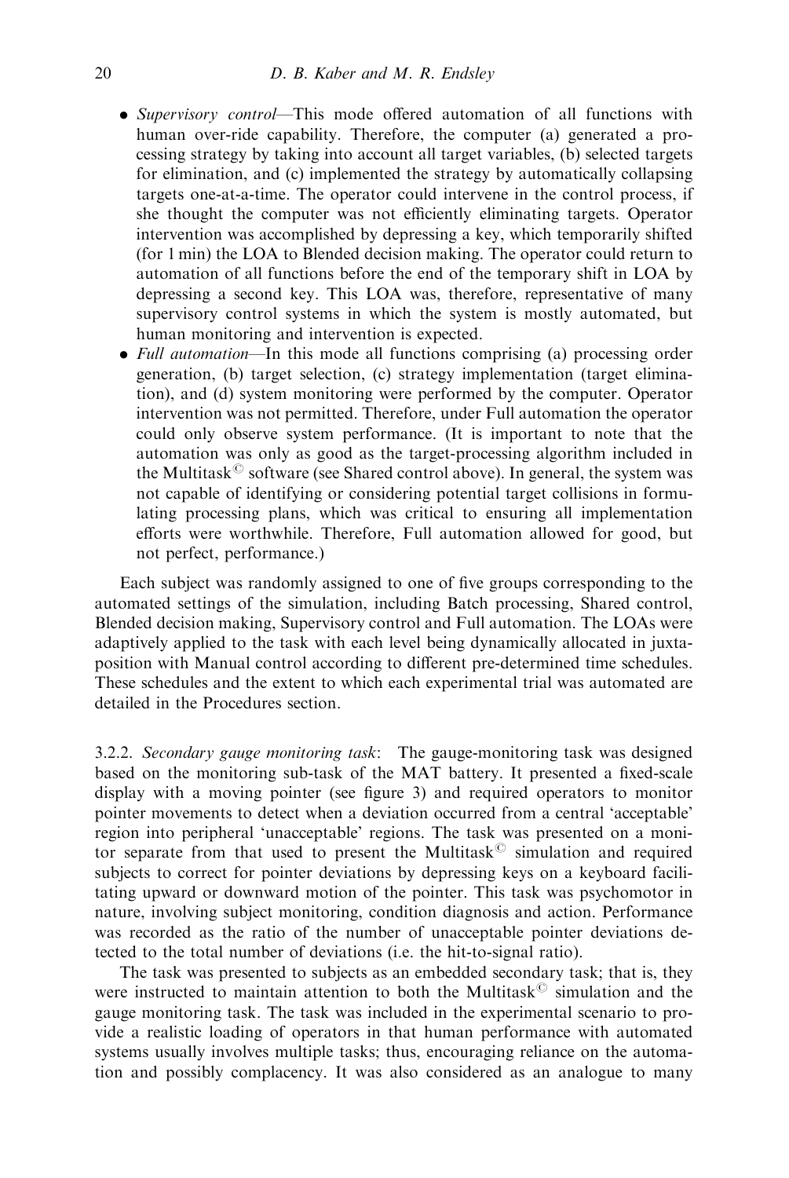- *Supervisory control*—This mode offered automation of all functions with human over-ride capability. Therefore, the computer (a) generated a processing strategy by taking into account all target variables, (b) selected targets for elimination, and (c) implemented the strategy by automatically collapsing targets one-at-a-time. The operator could intervene in the control process, if she thought the computer was not efficiently eliminating targets. Operator intervention was accomplished by depressing a key, which temporarily shifted (for 1 min) the LOA to Blended decision making. The operator could return to automation of all functions before the end of the temporary shift in LOA by depressing a second key. This LOA was, therefore, representative of many supervisory control systems in which the system is mostly automated, but human monitoring and intervention is expected.
- *Full automation*—In this mode all functions comprising (a) processing order generation, (b) target selection, (c) strategy implementation (target elimination), and (d) system monitoring were performed by the computer. Operator intervention was not permitted. Therefore, under Full automation the operator could only observe system performance. (It is important to note that the automation was only as good as the target-processing algorithm included in the Multitask© software (see Shared control above). In general, the system was not capable of identifying or considering potential target collisions in formulating processing plans, which was critical to ensuring all implementation efforts were worthwhile. Therefore, Full automation allowed for good, but not perfect, performance.)

Each subject was randomly assigned to one of five groups corresponding to the automated settings of the simulation, including Batch processing, Shared control, Blended decision making, Supervisory control and Full automation. The LOAs were adaptively applied to the task with each level being dynamically allocated in juxtaposition with Manual control according to different pre-determined time schedules. These schedules and the extent to which each experimental trial was automated are detailed in the Procedures section.

3.2.2. *Secondary gauge monitoring task*: The gauge-monitoring task was designed based on the monitoring sub-task of the MAT battery. It presented a fixed-scale display with a moving pointer (see figure 3) and required operators to monitor pointer movements to detect when a deviation occurred from a central 'acceptable' region into peripheral 'unacceptable' regions. The task was presented on a monitor separate from that used to present the Multitask© simulation and required subjects to correct for pointer deviations by depressing keys on a keyboard facilitating upward or downward motion of the pointer. This task was psychomotor in nature, involving subject monitoring, condition diagnosis and action. Performance was recorded as the ratio of the number of unacceptable pointer deviations detected to the total number of deviations (i.e. the hit-to-signal ratio).

The task was presented to subjects as an embedded secondary task; that is, they were instructed to maintain attention to both the Multitask© simulation and the gauge monitoring task. The task was included in the experimental scenario to provide a realistic loading of operators in that human performance with automated systems usually involves multiple tasks; thus, encouraging reliance on the automation and possibly complacency. It was also considered as an analogue to many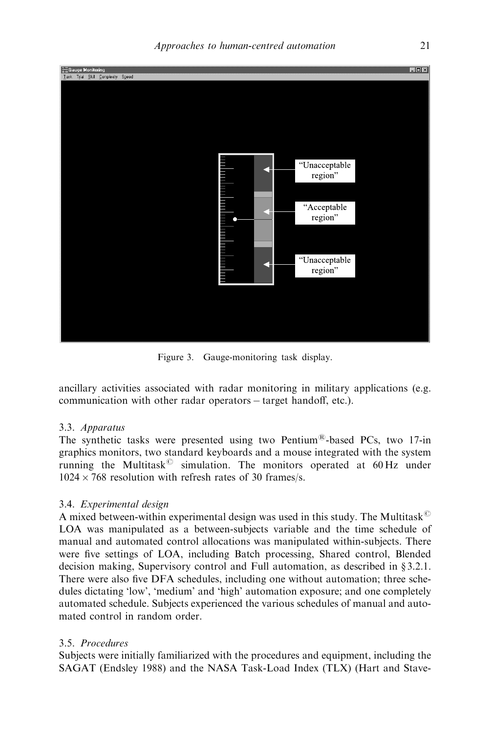Figure 3. Gauge-monitoring task display.

ancillary activities associated with radar monitoring in military applications (e.g. communication with other radar operators – target handoff, etc.).

### 3.3. *Apparatus*

The synthetic tasks were presented using two Pentium®-based PCs, two 17-in graphics monitors, two standard keyboards and a mouse integrated with the system running the Multitask© simulation. The monitors operated at 60 Hz under $1024 \times 768$ resolution with refresh rates of 30 frames/s.

### 3.4. *Experimental design*

A mixed between-within experimental design was used in this study. The Multitask© LOA was manipulated as a between-subjects variable and the time schedule of manual and automated control allocations was manipulated within-subjects. There were five settings of LOA, including Batch processing, Shared control, Blended decision making, Supervisory control and Full automation, as described in § 3.2.1. There were also five DFA schedules, including one without automation; three schedules dictating 'low', 'medium' and 'high' automation exposure; and one completely automated schedule. Subjects experienced the various schedules of manual and automated control in random order.

### 3.5. *Procedures*

Subjects were initially familiarized with the procedures and equipment, including the SAGAT (Endsley 1988) and the NASA Task-Load Index (TLX) (Hart and Stave-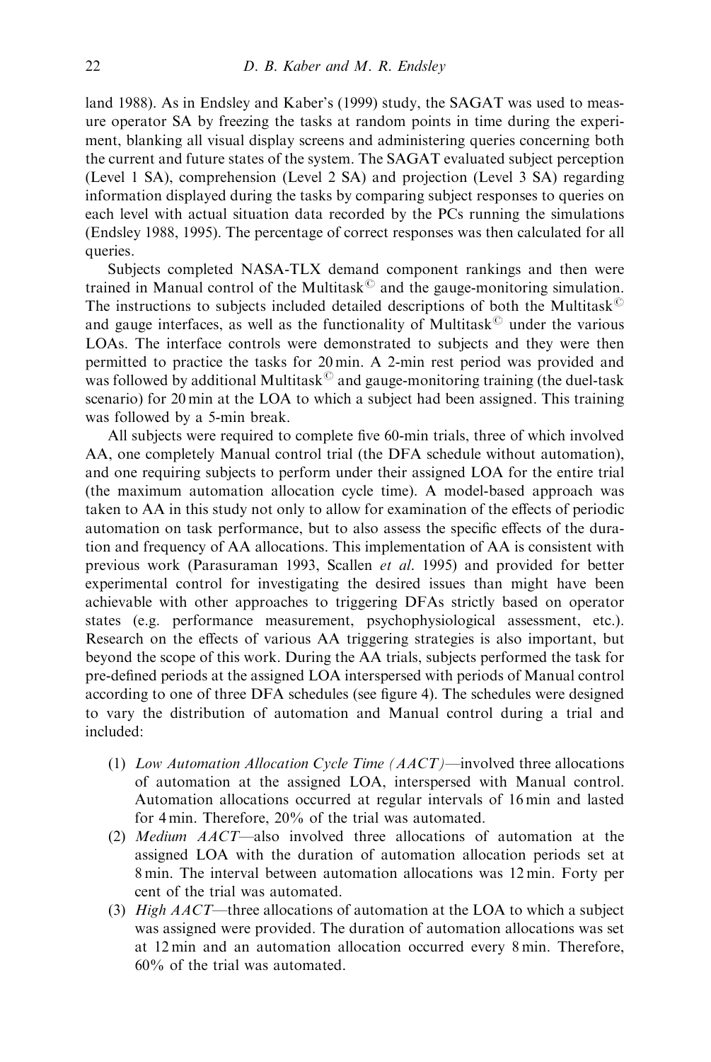land 1988). As in Endsley and Kaber's (1999) study, the SAGAT was used to measure operator SA by freezing the tasks at random points in time during the experiment, blanking all visual display screens and administering queries concerning both the current and future states of the system. The SAGAT evaluated subject perception (Level 1 SA), comprehension (Level 2 SA) and projection (Level 3 SA) regarding information displayed during the tasks by comparing subject responses to queries on each level with actual situation data recorded by the PCs running the simulations (Endsley 1988, 1995). The percentage of correct responses was then calculated for all queries.

Subjects completed NASA-TLX demand component rankings and then were trained in Manual control of the Multitask© and the gauge-monitoring simulation. The instructions to subjects included detailed descriptions of both the Multitask© and gauge interfaces, as well as the functionality of Multitask© under the various LOAs. The interface controls were demonstrated to subjects and they were then permitted to practice the tasks for 20 min. A 2-min rest period was provided and was followed by additional Multitask© and gauge-monitoring training (the duel-task scenario) for 20 min at the LOA to which a subject had been assigned. This training was followed by a 5-min break.

All subjects were required to complete five 60-min trials, three of which involved AA, one completely Manual control trial (the DFA schedule without automation), and one requiring subjects to perform under their assigned LOA for the entire trial (the maximum automation allocation cycle time). A model-based approach was taken to AA in this study not only to allow for examination of the effects of periodic automation on task performance, but to also assess the specific effects of the duration and frequency of AA allocations. This implementation of AA is consistent with previous work (Parasuraman 1993, Scallen *et al.* 1995) and provided for better experimental control for investigating the desired issues than might have been achievable with other approaches to triggering DFAs strictly based on operator states (e.g. performance measurement, psychophysiological assessment, etc.). Research on the effects of various AA triggering strategies is also important, but beyond the scope of this work. During the AA trials, subjects performed the task for pre-defined periods at the assigned LOA interspersed with periods of Manual control according to one of three DFA schedules (see figure 4). The schedules were designed to vary the distribution of automation and Manual control during a trial and included:

(1) *Low Automation Allocation Cycle Time (AACT)*—involved three allocations of automation at the assigned LOA, interspersed with Manual control. Automation allocations occurred at regular intervals of 16 min and lasted for 4 min. Therefore, 20% of the trial was automated.
(2) *Medium AACT*—also involved three allocations of automation at the assigned LOA with the duration of automation allocation periods set at 8 min. The interval between automation allocations was 12 min. Forty per cent of the trial was automated.
(3) *High AACT*—three allocations of automation at the LOA to which a subject was assigned were provided. The duration of automation allocations was set at 12 min and an automation allocation occurred every 8 min. Therefore, 60% of the trial was automated.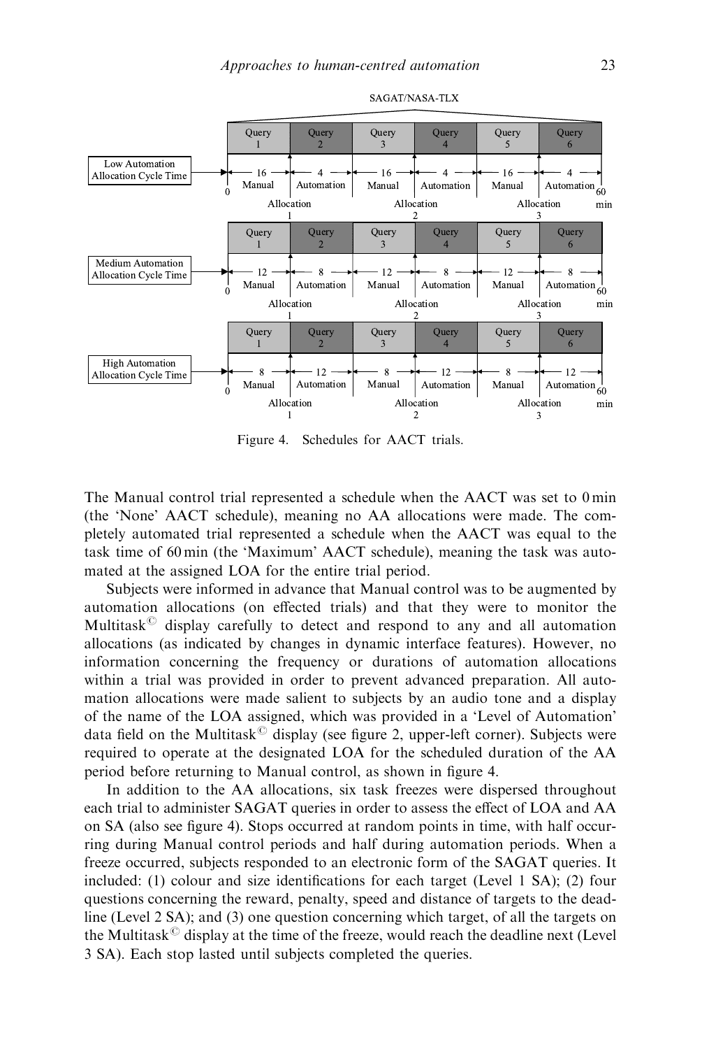Figure 4. Schedules for AACT trials.

The Manual control trial represented a schedule when the AACT was set to 0 min (the 'None' AACT schedule), meaning no AA allocations were made. The completely automated trial represented a schedule when the AACT was equal to the task time of 60 min (the 'Maximum' AACT schedule), meaning the task was automated at the assigned LOA for the entire trial period.

Subjects were informed in advance that Manual control was to be augmented by automation allocations (on effected trials) and that they were to monitor the Multitask© display carefully to detect and respond to any and all automation allocations (as indicated by changes in dynamic interface features). However, no information concerning the frequency or durations of automation allocations within a trial was provided in order to prevent advanced preparation. All automation allocations were made salient to subjects by an audio tone and a display of the name of the LOA assigned, which was provided in a 'Level of Automation' data field on the Multitask© display (see figure 2, upper-left corner). Subjects were required to operate at the designated LOA for the scheduled duration of the AA period before returning to Manual control, as shown in figure 4.

In addition to the AA allocations, six task freezes were dispersed throughout each trial to administer SAGAT queries in order to assess the effect of LOA and AA on SA (also see figure 4). Stops occurred at random points in time, with half occurring during Manual control periods and half during automation periods. When a freeze occurred, subjects responded to an electronic form of the SAGAT queries. It included: (1) colour and size identifications for each target (Level 1 SA); (2) four questions concerning the reward, penalty, speed and distance of targets to the deadline (Level 2 SA); and (3) one question concerning which target, of all the targets on the Multitask© display at the time of the freeze, would reach the deadline next (Level 3 SA). Each stop lasted until subjects completed the queries.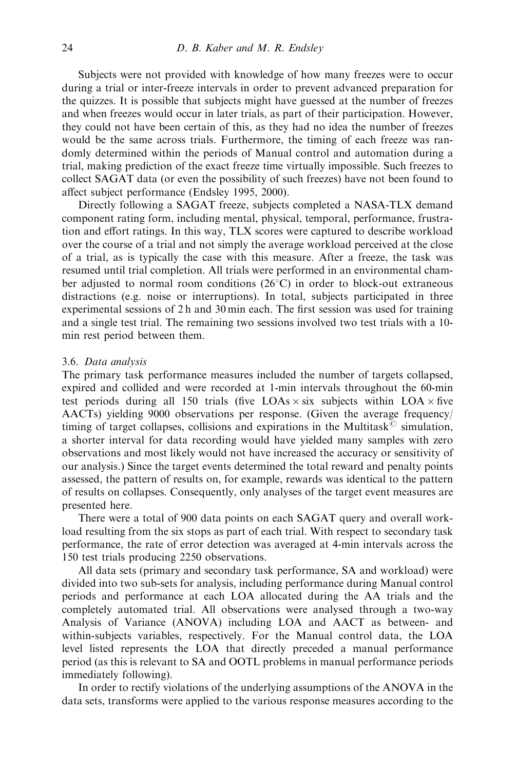Subjects were not provided with knowledge of how many freezes were to occur during a trial or inter-freeze intervals in order to prevent advanced preparation for the quizzes. It is possible that subjects might have guessed at the number of freezes and when freezes would occur in later trials, as part of their participation. However, they could not have been certain of this, as they had no idea the number of freezes would be the same across trials. Furthermore, the timing of each freeze was randomly determined within the periods of Manual control and automation during a trial, making prediction of the exact freeze time virtually impossible. Such freezes to collect SAGAT data (or even the possibility of such freezes) have not been found to affect subject performance (Endsley 1995, 2000).

Directly following a SAGAT freeze, subjects completed a NASA-TLX demand component rating form, including mental, physical, temporal, performance, frustration and effort ratings. In this way, TLX scores were captured to describe workload over the course of a trial and not simply the average workload perceived at the close of a trial, as is typically the case with this measure. After a freeze, the task was resumed until trial completion. All trials were performed in an environmental chamber adjusted to normal room conditions (26°C) in order to block-out extraneous distractions (e.g. noise or interruptions). In total, subjects participated in three experimental sessions of 2 h and 30 min each. The first session was used for training and a single test trial. The remaining two sessions involved two test trials with a 10-min rest period between them.

### 3.6. *Data analysis*

The primary task performance measures included the number of targets collapsed, expired and collided and were recorded at 1-min intervals throughout the 60-min test periods during all 150 trials (five LOAs $\times$ six subjects within LOA $\times$ five AACTs) yielding 9000 observations per response. (Given the average frequency/timing of target collapses, collisions and expirations in the Multitask© simulation, a shorter interval for data recording would have yielded many samples with zero observations and most likely would not have increased the accuracy or sensitivity of our analysis.) Since the target events determined the total reward and penalty points assessed, the pattern of results on, for example, rewards was identical to the pattern of results on collapses. Consequently, only analyses of the target event measures are presented here.

There were a total of 900 data points on each SAGAT query and overall workload resulting from the six stops as part of each trial. With respect to secondary task performance, the rate of error detection was averaged at 4-min intervals across the 150 test trials producing 2250 observations.

All data sets (primary and secondary task performance, SA and workload) were divided into two sub-sets for analysis, including performance during Manual control periods and performance at each LOA allocated during the AA trials and the completely automated trial. All observations were analysed through a two-way Analysis of Variance (ANOVA) including LOA and AACT as between- and within-subjects variables, respectively. For the Manual control data, the LOA level listed represents the LOA that directly preceded a manual performance period (as this is relevant to SA and OOTL problems in manual performance periods immediately following).

In order to rectify violations of the underlying assumptions of the ANOVA in the data sets, transforms were applied to the various response measures according to the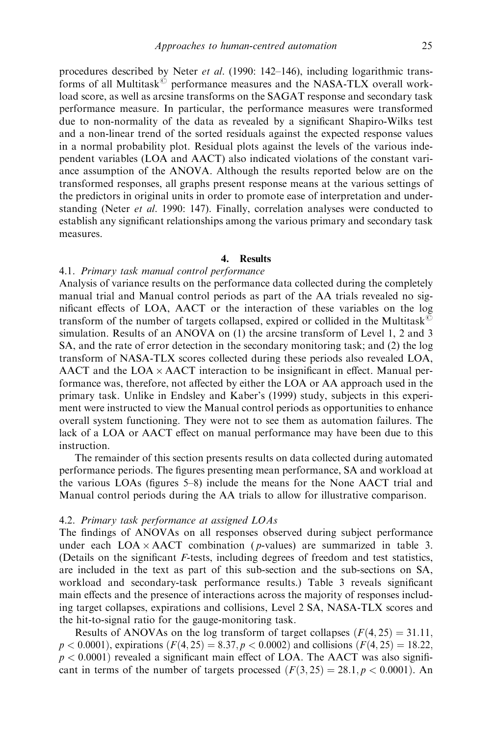procedures described by Neter *et al.* (1990: 142–146), including logarithmic transforms of all Multitask© performance measures and the NASA-TLX overall workload score, as well as arcsine transforms on the SAGAT response and secondary task performance measure. In particular, the performance measures were transformed due to non-normality of the data as revealed by a significant Shapiro-Wilks test and a non-linear trend of the sorted residuals against the expected response values in a normal probability plot. Residual plots against the levels of the various independent variables (LOA and AACT) also indicated violations of the constant variance assumption of the ANOVA. Although the results reported below are on the transformed responses, all graphs present response means at the various settings of the predictors in original units in order to promote ease of interpretation and understanding (Neter *et al.* 1990: 147). Finally, correlation analyses were conducted to establish any significant relationships among the various primary and secondary task measures.

## 4. Results

### 4.1. *Primary task manual control performance*

Analysis of variance results on the performance data collected during the completely manual trial and Manual control periods as part of the AA trials revealed no significant effects of LOA, AACT or the interaction of these variables on the log transform of the number of targets collapsed, expired or collided in the Multitask© simulation. Results of an ANOVA on (1) the arcsine transform of Level 1, 2 and 3 SA, and the rate of error detection in the secondary monitoring task; and (2) the log transform of NASA-TLX scores collected during these periods also revealed LOA, AACT and the LOA × AACT interaction to be insignificant in effect. Manual performance was, therefore, not affected by either the LOA or AA approach used in the primary task. Unlike in Endsley and Kaber's (1999) study, subjects in this experiment were instructed to view the Manual control periods as opportunities to enhance overall system functioning. They were not to see them as automation failures. The lack of a LOA or AACT effect on manual performance may have been due to this instruction.

The remainder of this section presents results on data collected during automated performance periods. The figures presenting mean performance, SA and workload at the various LOAs (figures 5–8) include the means for the None AACT trial and Manual control periods during the AA trials to allow for illustrative comparison.

### 4.2. *Primary task performance at assigned LOAs*

The findings of ANOVAs on all responses observed during subject performance under each LOA × AACT combination (*p*-values) are summarized in table 3. (Details on the significant *F*-tests, including degrees of freedom and test statistics, are included in the text as part of this sub-section and the sub-sections on SA, workload and secondary-task performance results.) Table 3 reveals significant main effects and the presence of interactions across the majority of responses including target collapses, expirations and collisions, Level 2 SA, NASA-TLX scores and the hit-to-signal ratio for the gauge-monitoring task.

Results of ANOVAs on the log transform of target collapses ($F(4, 25) = 31.11$, $p < 0.0001$), expirations ($F(4, 25) = 8.37, p < 0.0002$) and collisions ($F(4, 25) = 18.22$, $p < 0.0001$) revealed a significant main effect of LOA. The AACT was also significant in terms of the number of targets processed ($F(3, 25) = 28.1, p < 0.0001$). An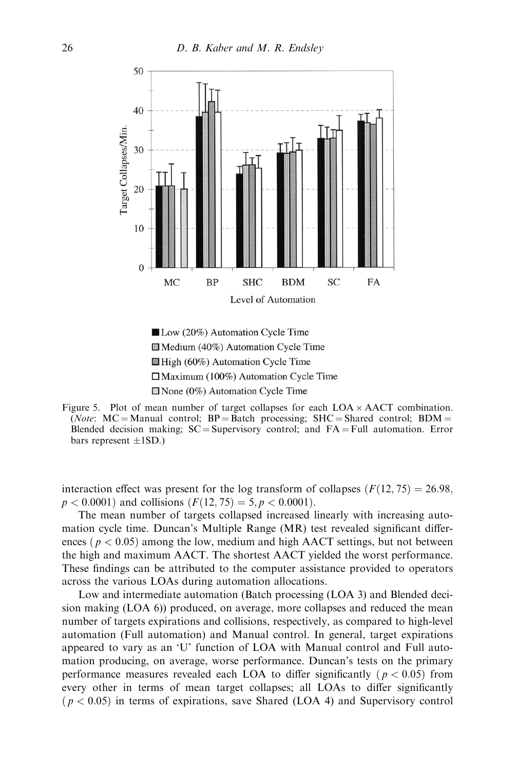Figure 5. Plot of mean number of target collapses for each LOA × AACT combination. (*Note*: MC = Manual control; BP = Batch processing; SHC = Shared control; BDM = Blended decision making; SC = Supervisory control; and FA = Full automation. Error bars represent ±1SD.)

interaction effect was present for the log transform of collapses ($F(12, 75) = 26.98$, $p < 0.0001$) and collisions ($F(12, 75) = 5, p < 0.0001$).

The mean number of targets collapsed increased linearly with increasing automation cycle time. Duncan's Multiple Range (MR) test revealed significant differences ($p < 0.05$) among the low, medium and high AACT settings, but not between the high and maximum AACT. The shortest AACT yielded the worst performance. These findings can be attributed to the computer assistance provided to operators across the various LOAs during automation allocations.

Low and intermediate automation (Batch processing (LOA 3) and Blended decision making (LOA 6)) produced, on average, more collapses and reduced the mean number of targets expirations and collisions, respectively, as compared to high-level automation (Full automation) and Manual control. In general, target expirations appeared to vary as an 'U' function of LOA with Manual control and Full automation producing, on average, worse performance. Duncan's tests on the primary performance measures revealed each LOA to differ significantly ($p < 0.05$) from every other in terms of mean target collapses; all LOAs to differ significantly ($p < 0.05$) in terms of expirations, save Shared (LOA 4) and Supervisory control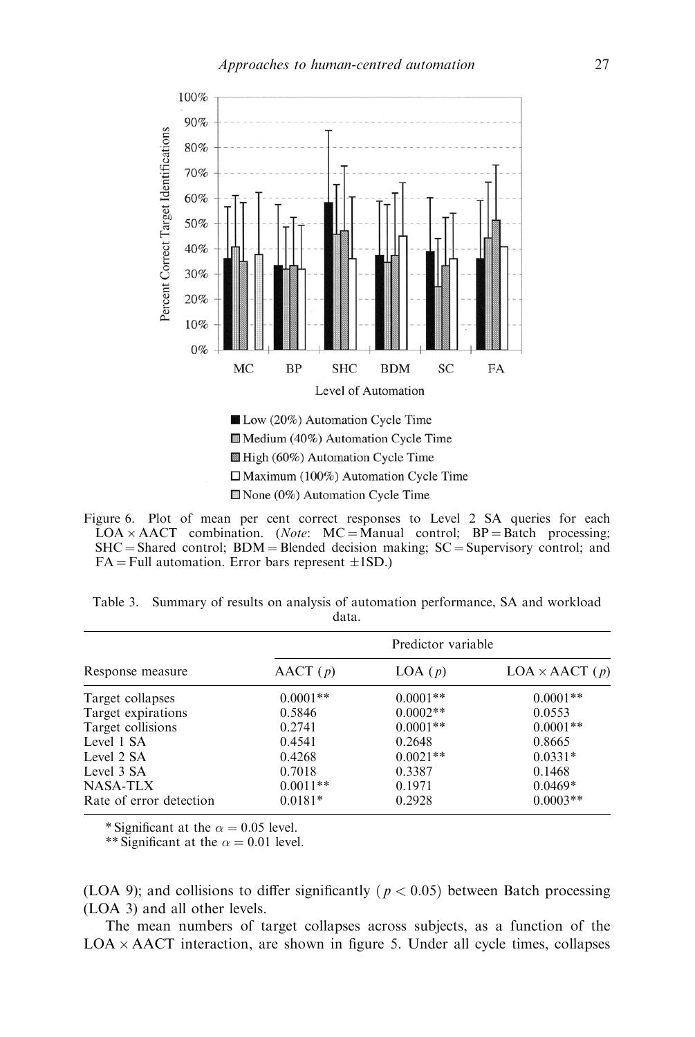Figure 6. Plot of mean per cent correct responses to Level 2 SA queries for each LOA × AACT combination. (*Note*: MC = Manual control; BP = Batch processing; SHC = Shared control; BDM = Blended decision making; SC = Supervisory control; and FA = Full automation. Error bars represent ±1SD.)

Table 3. Summary of results on analysis of automation performance, SA and workload data.

| Response measure | Predictor variable | | |
|---|---|---|---|
| | AACT (*p*) | LOA (*p*) | LOA × AACT (*p*) |
| Target collapses | 0.0001** | 0.0001** | 0.0001** |
| Target expirations | 0.5846 | 0.0002** | 0.0553 |
| Target collisions | 0.2741 | 0.0001** | 0.0001** |
| Level 1 SA | 0.4541 | 0.2648 | 0.8665 |
| Level 2 SA | 0.4268 | 0.0021** | 0.0331* |
| Level 3 SA | 0.7018 | 0.3387 | 0.1468 |
| NASA-TLX | 0.0011** | 0.1971 | 0.0469* |
| Rate of error detection | 0.0181* | 0.2928 | 0.0003** |

* Significant at the $\alpha = 0.05$ level.
** Significant at the $\alpha = 0.01$ level.

(LOA 9); and collisions to differ significantly ($p < 0.05$) between Batch processing (LOA 3) and all other levels.

The mean numbers of target collapses across subjects, as a function of the LOA × AACT interaction, are shown in figure 5. Under all cycle times, collapses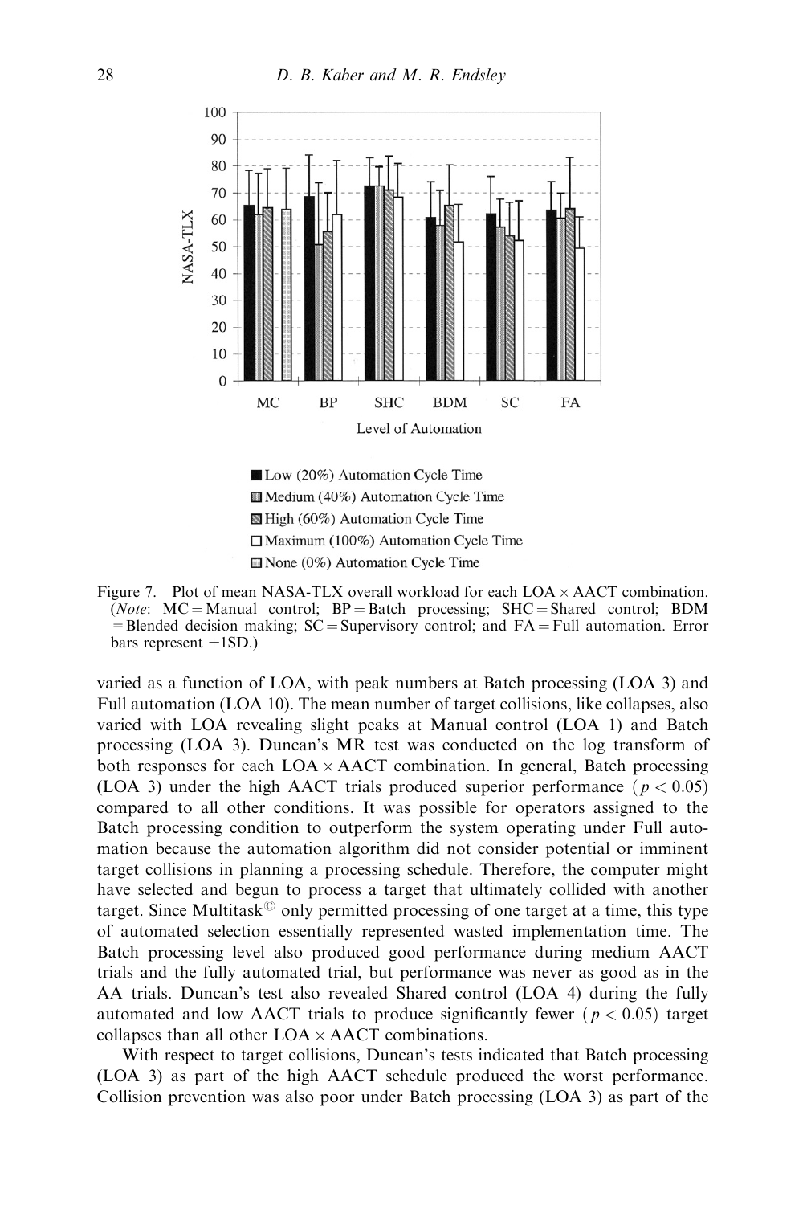Figure 7. Plot of mean NASA-TLX overall workload for each LOA × AACT combination. (*Note*: MC = Manual control; BP = Batch processing; SHC = Shared control; BDM = Blended decision making; SC = Supervisory control; and FA = Full automation. Error bars represent ±1SD.)

varied as a function of LOA, with peak numbers at Batch processing (LOA 3) and Full automation (LOA 10). The mean number of target collisions, like collapses, also varied with LOA revealing slight peaks at Manual control (LOA 1) and Batch processing (LOA 3). Duncan's MR test was conducted on the log transform of both responses for each LOA × AACT combination. In general, Batch processing (LOA 3) under the high AACT trials produced superior performance ($p < 0.05$) compared to all other conditions. It was possible for operators assigned to the Batch processing condition to outperform the system operating under Full automation because the automation algorithm did not consider potential or imminent target collisions in planning a processing schedule. Therefore, the computer might have selected and begun to process a target that ultimately collided with another target. Since Multitask© only permitted processing of one target at a time, this type of automated selection essentially represented wasted implementation time. The Batch processing level also produced good performance during medium AACT trials and the fully automated trial, but performance was never as good as in the AA trials. Duncan's test also revealed Shared control (LOA 4) during the fully automated and low AACT trials to produce significantly fewer ($p < 0.05$) target collapses than all other LOA × AACT combinations.

With respect to target collisions, Duncan's tests indicated that Batch processing (LOA 3) as part of the high AACT schedule produced the worst performance. Collision prevention was also poor under Batch processing (LOA 3) as part of the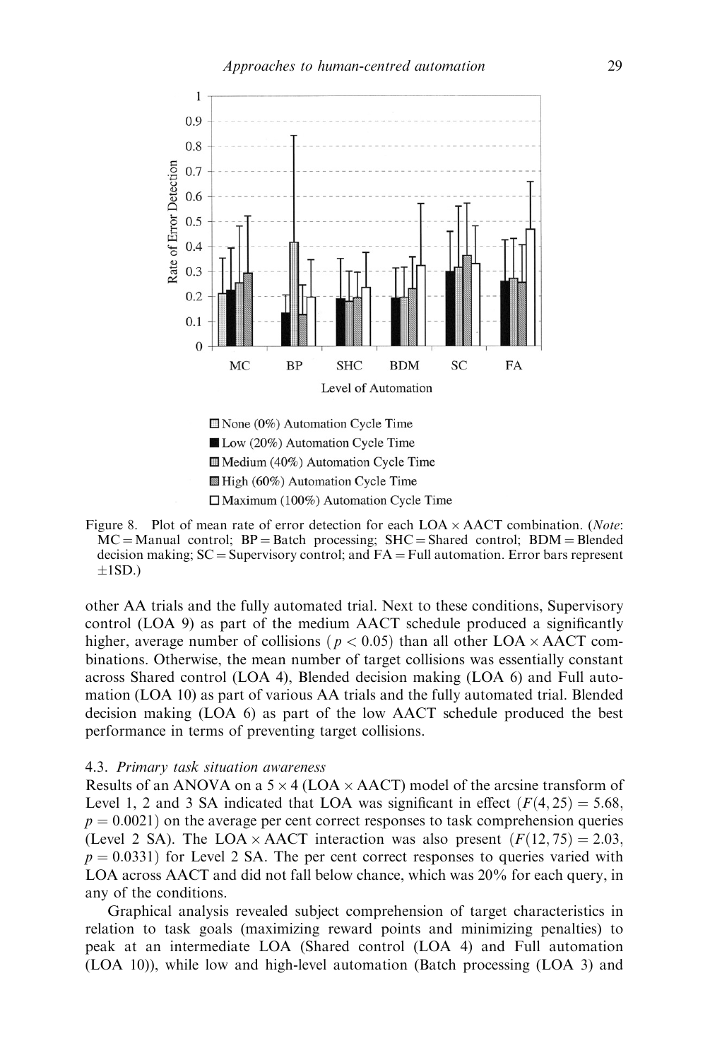Figure 8. Plot of mean rate of error detection for each LOA × AACT combination. (*Note*: MC = Manual control; BP = Batch processing; SHC = Shared control; BDM = Blended decision making; SC = Supervisory control; and FA = Full automation. Error bars represent ±1SD.)

other AA trials and the fully automated trial. Next to these conditions, Supervisory control (LOA 9) as part of the medium AACT schedule produced a significantly higher, average number of collisions ($p < 0.05$) than all other LOA × AACT combinations. Otherwise, the mean number of target collisions was essentially constant across Shared control (LOA 4), Blended decision making (LOA 6) and Full automation (LOA 10) as part of various AA trials and the fully automated trial. Blended decision making (LOA 6) as part of the low AACT schedule produced the best performance in terms of preventing target collisions.

### 4.3. *Primary task situation awareness*

Results of an ANOVA on a 5 × 4 (LOA × AACT) model of the arcsine transform of Level 1, 2 and 3 SA indicated that LOA was significant in effect ($F(4, 25) = 5.68$, $p = 0.0021$) on the average per cent correct responses to task comprehension queries (Level 2 SA). The LOA × AACT interaction was also present ($F(12, 75) = 2.03$, $p = 0.0331$) for Level 2 SA. The per cent correct responses to queries varied with LOA across AACT and did not fall below chance, which was 20% for each query, in any of the conditions.

Graphical analysis revealed subject comprehension of target characteristics in relation to task goals (maximizing reward points and minimizing penalties) to peak at an intermediate LOA (Shared control (LOA 4) and Full automation (LOA 10)), while low and high-level automation (Batch processing (LOA 3) and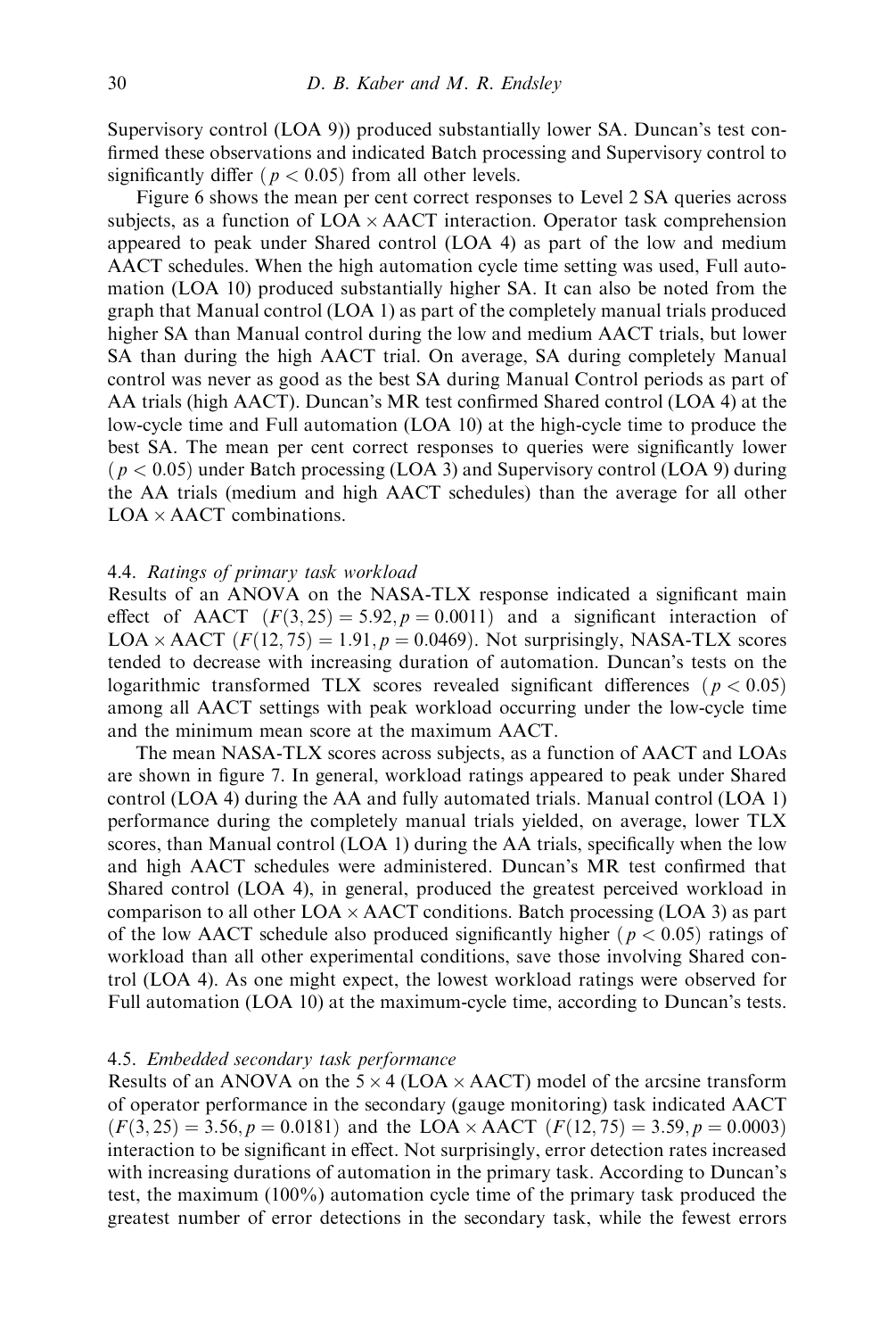Supervisory control (LOA 9)) produced substantially lower SA. Duncan's test confirmed these observations and indicated Batch processing and Supervisory control to significantly differ ($p < 0.05$) from all other levels.

Figure 6 shows the mean per cent correct responses to Level 2 SA queries across subjects, as a function of LOA $\times$ AACT interaction. Operator task comprehension appeared to peak under Shared control (LOA 4) as part of the low and medium AACT schedules. When the high automation cycle time setting was used, Full automation (LOA 10) produced substantially higher SA. It can also be noted from the graph that Manual control (LOA 1) as part of the completely manual trials produced higher SA than Manual control during the low and medium AACT trials, but lower SA than during the high AACT trial. On average, SA during completely Manual control was never as good as the best SA during Manual Control periods as part of AA trials (high AACT). Duncan's MR test confirmed Shared control (LOA 4) at the low-cycle time and Full automation (LOA 10) at the high-cycle time to produce the best SA. The mean per cent correct responses to queries were significantly lower ($p < 0.05$) under Batch processing (LOA 3) and Supervisory control (LOA 9) during the AA trials (medium and high AACT schedules) than the average for all other LOA $\times$ AACT combinations.

### 4.4. *Ratings of primary task workload*

Results of an ANOVA on the NASA-TLX response indicated a significant main effect of AACT ($F(3, 25) = 5.92, p = 0.0011$) and a significant interaction of LOA $\times$ AACT ($F(12, 75) = 1.91, p = 0.0469$). Not surprisingly, NASA-TLX scores tended to decrease with increasing duration of automation. Duncan's tests on the logarithmic transformed TLX scores revealed significant differences ($p < 0.05$) among all AACT settings with peak workload occurring under the low-cycle time and the minimum mean score at the maximum AACT.

The mean NASA-TLX scores across subjects, as a function of AACT and LOAs are shown in figure 7. In general, workload ratings appeared to peak under Shared control (LOA 4) during the AA and fully automated trials. Manual control (LOA 1) performance during the completely manual trials yielded, on average, lower TLX scores, than Manual control (LOA 1) during the AA trials, specifically when the low and high AACT schedules were administered. Duncan's MR test confirmed that Shared control (LOA 4), in general, produced the greatest perceived workload in comparison to all other LOA $\times$ AACT conditions. Batch processing (LOA 3) as part of the low AACT schedule also produced significantly higher ($p < 0.05$) ratings of workload than all other experimental conditions, save those involving Shared control (LOA 4). As one might expect, the lowest workload ratings were observed for Full automation (LOA 10) at the maximum-cycle time, according to Duncan's tests.

### 4.5. *Embedded secondary task performance*

Results of an ANOVA on the $5 \times 4$ (LOA $\times$ AACT) model of the arcsine transform of operator performance in the secondary (gauge monitoring) task indicated AACT ($F(3, 25) = 3.56, p = 0.0181$) and the LOA $\times$ AACT ($F(12, 75) = 3.59, p = 0.0003$) interaction to be significant in effect. Not surprisingly, error detection rates increased with increasing durations of automation in the primary task. According to Duncan's test, the maximum (100%) automation cycle time of the primary task produced the greatest number of error detections in the secondary task, while the fewest errors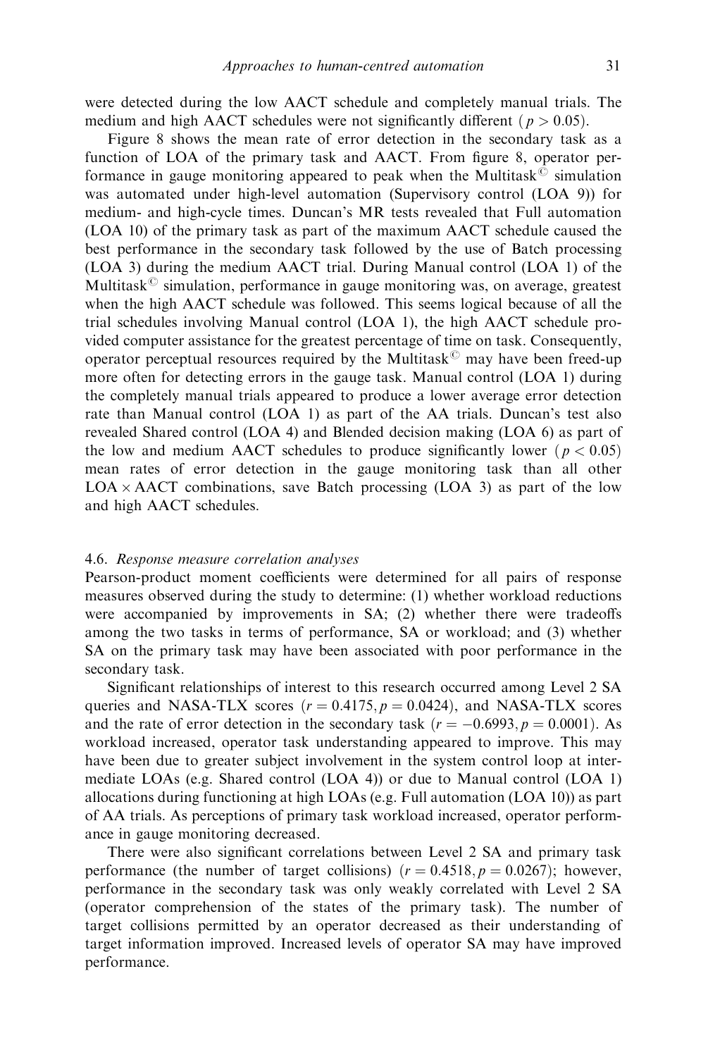were detected during the low AACT schedule and completely manual trials. The medium and high AACT schedules were not significantly different ($p > 0.05$).

Figure 8 shows the mean rate of error detection in the secondary task as a function of LOA of the primary task and AACT. From figure 8, operator performance in gauge monitoring appeared to peak when the Multitask© simulation was automated under high-level automation (Supervisory control (LOA 9)) for medium- and high-cycle times. Duncan's MR tests revealed that Full automation (LOA 10) of the primary task as part of the maximum AACT schedule caused the best performance in the secondary task followed by the use of Batch processing (LOA 3) during the medium AACT trial. During Manual control (LOA 1) of the Multitask© simulation, performance in gauge monitoring was, on average, greatest when the high AACT schedule was followed. This seems logical because of all the trial schedules involving Manual control (LOA 1), the high AACT schedule provided computer assistance for the greatest percentage of time on task. Consequently, operator perceptual resources required by the Multitask© may have been freed-up more often for detecting errors in the gauge task. Manual control (LOA 1) during the completely manual trials appeared to produce a lower average error detection rate than Manual control (LOA 1) as part of the AA trials. Duncan's test also revealed Shared control (LOA 4) and Blended decision making (LOA 6) as part of the low and medium AACT schedules to produce significantly lower ($p < 0.05$) mean rates of error detection in the gauge monitoring task than all other LOA $\times$ AACT combinations, save Batch processing (LOA 3) as part of the low and high AACT schedules.

### 4.6. *Response measure correlation analyses*

Pearson-product moment coefficients were determined for all pairs of response measures observed during the study to determine: (1) whether workload reductions were accompanied by improvements in SA; (2) whether there were tradeoffs among the two tasks in terms of performance, SA or workload; and (3) whether SA on the primary task may have been associated with poor performance in the secondary task.

Significant relationships of interest to this research occurred among Level 2 SA queries and NASA-TLX scores ($r = 0.4175, p = 0.0424$), and NASA-TLX scores and the rate of error detection in the secondary task ($r = -0.6993, p = 0.0001$). As workload increased, operator task understanding appeared to improve. This may have been due to greater subject involvement in the system control loop at intermediate LOAs (e.g. Shared control (LOA 4)) or due to Manual control (LOA 1) allocations during functioning at high LOAs (e.g. Full automation (LOA 10)) as part of AA trials. As perceptions of primary task workload increased, operator performance in gauge monitoring decreased.

There were also significant correlations between Level 2 SA and primary task performance (the number of target collisions) ($r = 0.4518, p = 0.0267$); however, performance in the secondary task was only weakly correlated with Level 2 SA (operator comprehension of the states of the primary task). The number of target collisions permitted by an operator decreased as their understanding of target information improved. Increased levels of operator SA may have improved performance.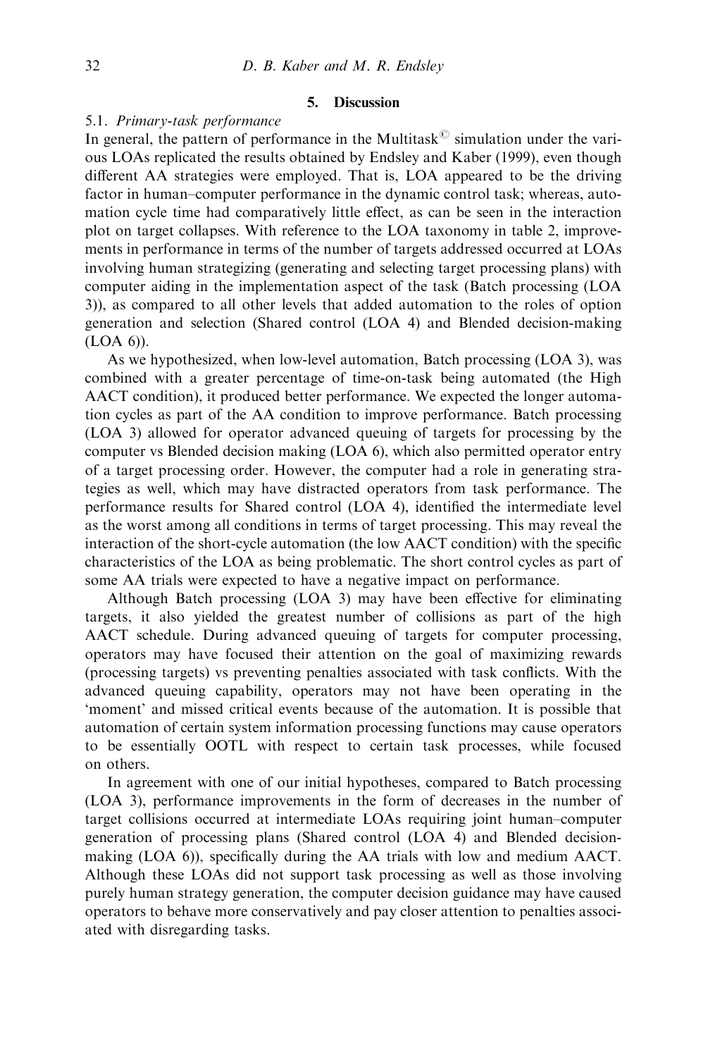## 5. Discussion

### 5.1. *Primary-task performance*

In general, the pattern of performance in the Multitask© simulation under the various LOAs replicated the results obtained by Endsley and Kaber (1999), even though different AA strategies were employed. That is, LOA appeared to be the driving factor in human–computer performance in the dynamic control task; whereas, automation cycle time had comparatively little effect, as can be seen in the interaction plot on target collapses. With reference to the LOA taxonomy in table 2, improvements in performance in terms of the number of targets addressed occurred at LOAs involving human strategizing (generating and selecting target processing plans) with computer aiding in the implementation aspect of the task (Batch processing (LOA 3)), as compared to all other levels that added automation to the roles of option generation and selection (Shared control (LOA 4) and Blended decision-making (LOA 6)).

As we hypothesized, when low-level automation, Batch processing (LOA 3), was combined with a greater percentage of time-on-task being automated (the High AACT condition), it produced better performance. We expected the longer automation cycles as part of the AA condition to improve performance. Batch processing (LOA 3) allowed for operator advanced queuing of targets for processing by the computer vs Blended decision making (LOA 6), which also permitted operator entry of a target processing order. However, the computer had a role in generating strategies as well, which may have distracted operators from task performance. The performance results for Shared control (LOA 4), identified the intermediate level as the worst among all conditions in terms of target processing. This may reveal the interaction of the short-cycle automation (the low AACT condition) with the specific characteristics of the LOA as being problematic. The short control cycles as part of some AA trials were expected to have a negative impact on performance.

Although Batch processing (LOA 3) may have been effective for eliminating targets, it also yielded the greatest number of collisions as part of the high AACT schedule. During advanced queuing of targets for computer processing, operators may have focused their attention on the goal of maximizing rewards (processing targets) vs preventing penalties associated with task conflicts. With the advanced queuing capability, operators may not have been operating in the 'moment' and missed critical events because of the automation. It is possible that automation of certain system information processing functions may cause operators to be essentially OOTL with respect to certain task processes, while focused on others.

In agreement with one of our initial hypotheses, compared to Batch processing (LOA 3), performance improvements in the form of decreases in the number of target collisions occurred at intermediate LOAs requiring joint human–computer generation of processing plans (Shared control (LOA 4) and Blended decision-making (LOA 6)), specifically during the AA trials with low and medium AACT. Although these LOAs did not support task processing as well as those involving purely human strategy generation, the computer decision guidance may have caused operators to behave more conservatively and pay closer attention to penalties associated with disregarding tasks.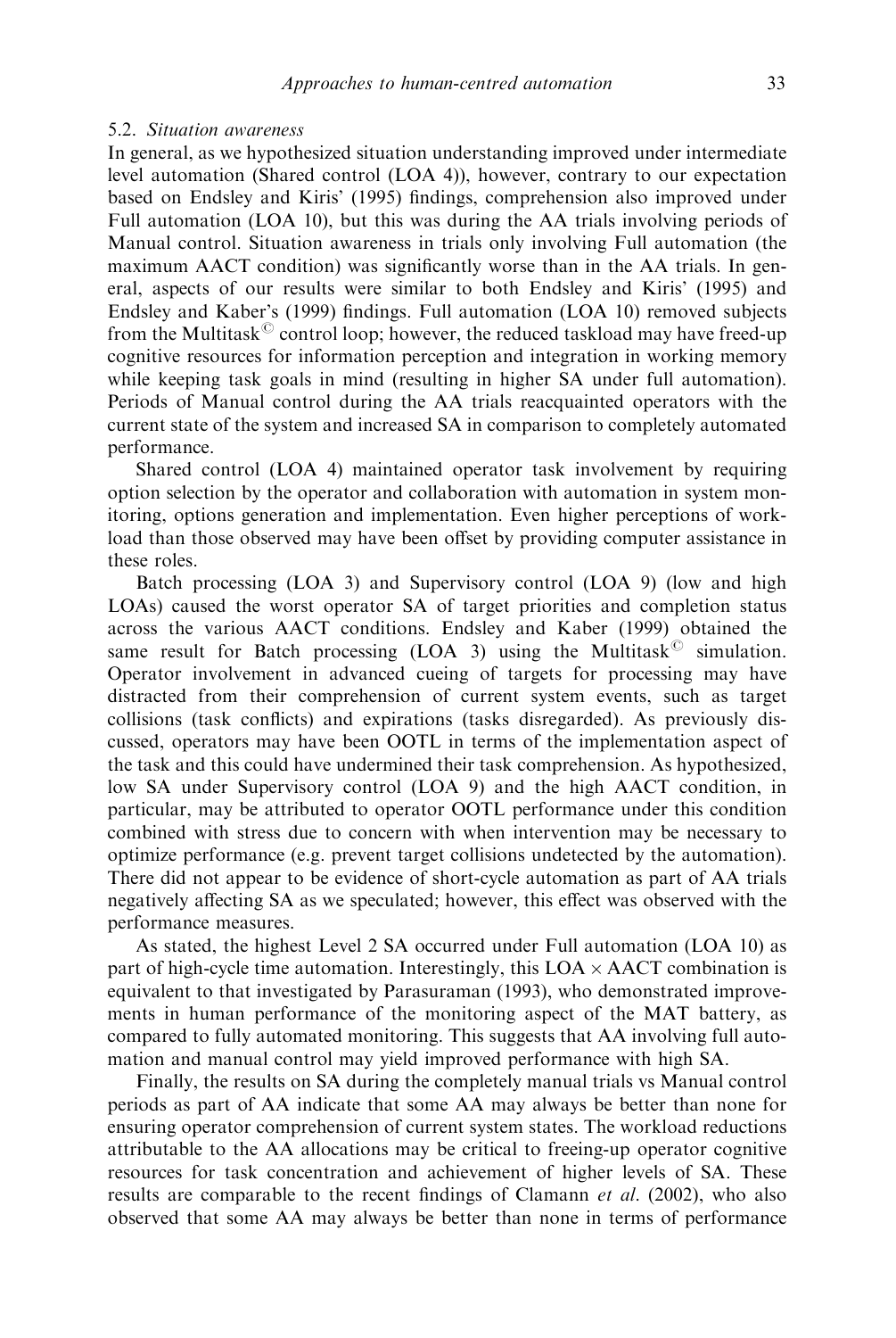### 5.2. *Situation awareness*

In general, as we hypothesized situation understanding improved under intermediate level automation (Shared control (LOA 4)), however, contrary to our expectation based on Endsley and Kiris' (1995) findings, comprehension also improved under Full automation (LOA 10), but this was during the AA trials involving periods of Manual control. Situation awareness in trials only involving Full automation (the maximum AACT condition) was significantly worse than in the AA trials. In general, aspects of our results were similar to both Endsley and Kiris' (1995) and Endsley and Kaber's (1999) findings. Full automation (LOA 10) removed subjects from the Multitask© control loop; however, the reduced taskload may have freed-up cognitive resources for information perception and integration in working memory while keeping task goals in mind (resulting in higher SA under full automation). Periods of Manual control during the AA trials reacquainted operators with the current state of the system and increased SA in comparison to completely automated performance.

Shared control (LOA 4) maintained operator task involvement by requiring option selection by the operator and collaboration with automation in system monitoring, options generation and implementation. Even higher perceptions of workload than those observed may have been offset by providing computer assistance in these roles.

Batch processing (LOA 3) and Supervisory control (LOA 9) (low and high LOAs) caused the worst operator SA of target priorities and completion status across the various AACT conditions. Endsley and Kaber (1999) obtained the same result for Batch processing (LOA 3) using the Multitask© simulation. Operator involvement in advanced cueing of targets for processing may have distracted from their comprehension of current system events, such as target collisions (task conflicts) and expirations (tasks disregarded). As previously discussed, operators may have been OOTL in terms of the implementation aspect of the task and this could have undermined their task comprehension. As hypothesized, low SA under Supervisory control (LOA 9) and the high AACT condition, in particular, may be attributed to operator OOTL performance under this condition combined with stress due to concern with when intervention may be necessary to optimize performance (e.g. prevent target collisions undetected by the automation). There did not appear to be evidence of short-cycle automation as part of AA trials negatively affecting SA as we speculated; however, this effect was observed with the performance measures.

As stated, the highest Level 2 SA occurred under Full automation (LOA 10) as part of high-cycle time automation. Interestingly, this LOA $\times$ AACT combination is equivalent to that investigated by Parasuraman (1993), who demonstrated improvements in human performance of the monitoring aspect of the MAT battery, as compared to fully automated monitoring. This suggests that AA involving full automation and manual control may yield improved performance with high SA.

Finally, the results on SA during the completely manual trials vs Manual control periods as part of AA indicate that some AA may always be better than none for ensuring operator comprehension of current system states. The workload reductions attributable to the AA allocations may be critical to freeing-up operator cognitive resources for task concentration and achievement of higher levels of SA. These results are comparable to the recent findings of Clamann *et al.* (2002), who also observed that some AA may always be better than none in terms of performance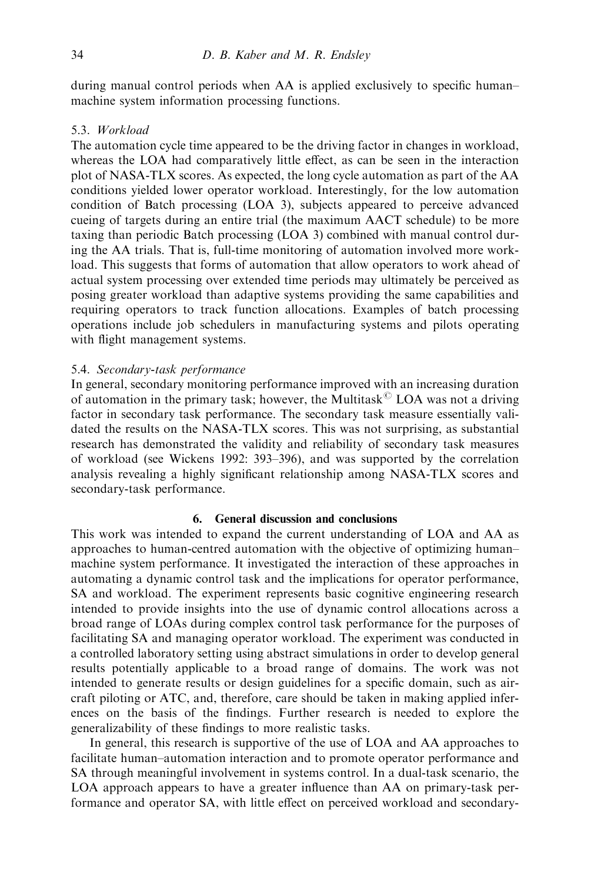during manual control periods when AA is applied exclusively to specific human–machine system information processing functions.

### 5.3. *Workload*

The automation cycle time appeared to be the driving factor in changes in workload, whereas the LOA had comparatively little effect, as can be seen in the interaction plot of NASA-TLX scores. As expected, the long cycle automation as part of the AA conditions yielded lower operator workload. Interestingly, for the low automation condition of Batch processing (LOA 3), subjects appeared to perceive advanced cueing of targets during an entire trial (the maximum AACT schedule) to be more taxing than periodic Batch processing (LOA 3) combined with manual control during the AA trials. That is, full-time monitoring of automation involved more workload. This suggests that forms of automation that allow operators to work ahead of actual system processing over extended time periods may ultimately be perceived as posing greater workload than adaptive systems providing the same capabilities and requiring operators to track function allocations. Examples of batch processing operations include job schedulers in manufacturing systems and pilots operating with flight management systems.

### 5.4. *Secondary-task performance*

In general, secondary monitoring performance improved with an increasing duration of automation in the primary task; however, the Multitask© LOA was not a driving factor in secondary task performance. The secondary task measure essentially validated the results on the NASA-TLX scores. This was not surprising, as substantial research has demonstrated the validity and reliability of secondary task measures of workload (see Wickens 1992: 393–396), and was supported by the correlation analysis revealing a highly significant relationship among NASA-TLX scores and secondary-task performance.

## 6. General discussion and conclusions

This work was intended to expand the current understanding of LOA and AA as approaches to human-centred automation with the objective of optimizing human–machine system performance. It investigated the interaction of these approaches in automating a dynamic control task and the implications for operator performance, SA and workload. The experiment represents basic cognitive engineering research intended to provide insights into the use of dynamic control allocations across a broad range of LOAs during complex control task performance for the purposes of facilitating SA and managing operator workload. The experiment was conducted in a controlled laboratory setting using abstract simulations in order to develop general results potentially applicable to a broad range of domains. The work was not intended to generate results or design guidelines for a specific domain, such as aircraft piloting or ATC, and, therefore, care should be taken in making applied inferences on the basis of the findings. Further research is needed to explore the generalizability of these findings to more realistic tasks.

In general, this research is supportive of the use of LOA and AA approaches to facilitate human–automation interaction and to promote operator performance and SA through meaningful involvement in systems control. In a dual-task scenario, the LOA approach appears to have a greater influence than AA on primary-task performance and operator SA, with little effect on perceived workload and secondary-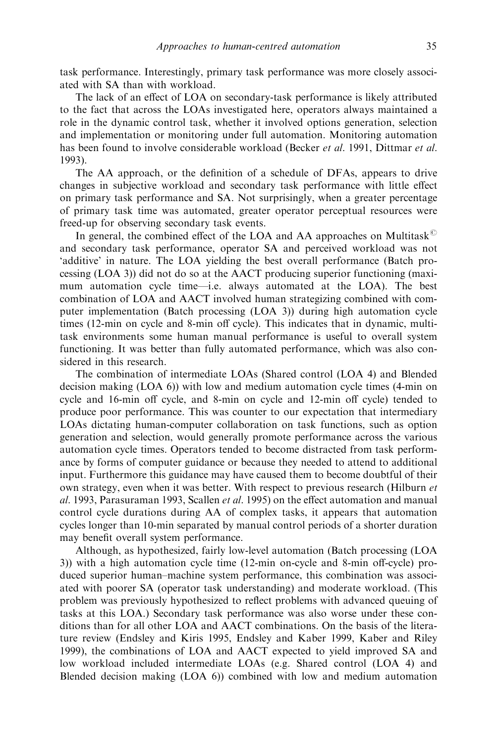task performance. Interestingly, primary task performance was more closely associated with SA than with workload.

The lack of an effect of LOA on secondary-task performance is likely attributed to the fact that across the LOAs investigated here, operators always maintained a role in the dynamic control task, whether it involved options generation, selection and implementation or monitoring under full automation. Monitoring automation has been found to involve considerable workload (Becker *et al.* 1991, Dittmar *et al.* 1993).

The AA approach, or the definition of a schedule of DFAs, appears to drive changes in subjective workload and secondary task performance with little effect on primary task performance and SA. Not surprisingly, when a greater percentage of primary task time was automated, greater operator perceptual resources were freed-up for observing secondary task events.

In general, the combined effect of the LOA and AA approaches on Multitask© and secondary task performance, operator SA and perceived workload was not 'additive' in nature. The LOA yielding the best overall performance (Batch processing (LOA 3)) did not do so at the AACT producing superior functioning (maximum automation cycle time—i.e. always automated at the LOA). The best combination of LOA and AACT involved human strategizing combined with computer implementation (Batch processing (LOA 3)) during high automation cycle times (12-min on cycle and 8-min off cycle). This indicates that in dynamic, multitask environments some human manual performance is useful to overall system functioning. It was better than fully automated performance, which was also considered in this research.

The combination of intermediate LOAs (Shared control (LOA 4) and Blended decision making (LOA 6)) with low and medium automation cycle times (4-min on cycle and 16-min off cycle, and 8-min on cycle and 12-min off cycle) tended to produce poor performance. This was counter to our expectation that intermediary LOAs dictating human-computer collaboration on task functions, such as option generation and selection, would generally promote performance across the various automation cycle times. Operators tended to become distracted from task performance by forms of computer guidance or because they needed to attend to additional input. Furthermore this guidance may have caused them to become doubtful of their own strategy, even when it was better. With respect to previous research (Hilburn *et al.* 1993, Parasuraman 1993, Scallen *et al.* 1995) on the effect automation and manual control cycle durations during AA of complex tasks, it appears that automation cycles longer than 10-min separated by manual control periods of a shorter duration may benefit overall system performance.

Although, as hypothesized, fairly low-level automation (Batch processing (LOA 3)) with a high automation cycle time (12-min on-cycle and 8-min off-cycle) produced superior human–machine system performance, this combination was associated with poorer SA (operator task understanding) and moderate workload. (This problem was previously hypothesized to reflect problems with advanced queuing of tasks at this LOA.) Secondary task performance was also worse under these conditions than for all other LOA and AACT combinations. On the basis of the literature review (Endsley and Kiris 1995, Endsley and Kaber 1999, Kaber and Riley 1999), the combinations of LOA and AACT expected to yield improved SA and low workload included intermediate LOAs (e.g. Shared control (LOA 4) and Blended decision making (LOA 6)) combined with low and medium automation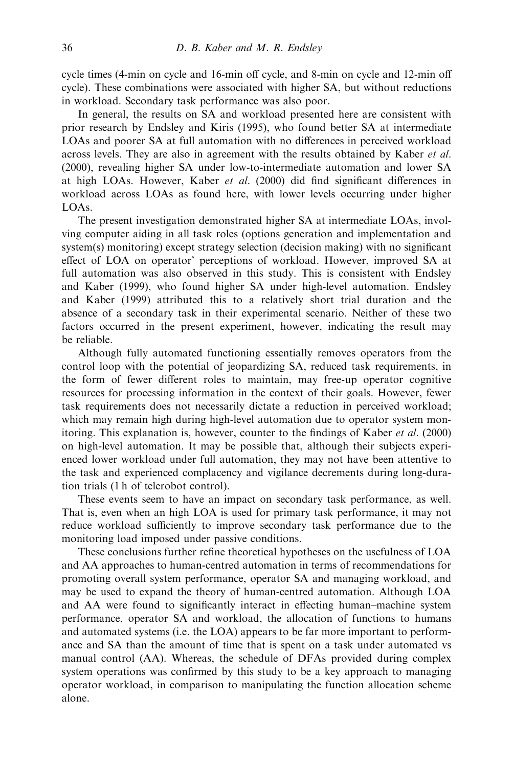cycle times (4-min on cycle and 16-min off cycle, and 8-min on cycle and 12-min off cycle). These combinations were associated with higher SA, but without reductions in workload. Secondary task performance was also poor.

In general, the results on SA and workload presented here are consistent with prior research by Endsley and Kiris (1995), who found better SA at intermediate LOAs and poorer SA at full automation with no differences in perceived workload across levels. They are also in agreement with the results obtained by Kaber *et al.* (2000), revealing higher SA under low-to-intermediate automation and lower SA at high LOAs. However, Kaber *et al.* (2000) did find significant differences in workload across LOAs as found here, with lower levels occurring under higher LOAs.

The present investigation demonstrated higher SA at intermediate LOAs, involving computer aiding in all task roles (options generation and implementation and system(s) monitoring) except strategy selection (decision making) with no significant effect of LOA on operator' perceptions of workload. However, improved SA at full automation was also observed in this study. This is consistent with Endsley and Kaber (1999), who found higher SA under high-level automation. Endsley and Kaber (1999) attributed this to a relatively short trial duration and the absence of a secondary task in their experimental scenario. Neither of these two factors occurred in the present experiment, however, indicating the result may be reliable.

Although fully automated functioning essentially removes operators from the control loop with the potential of jeopardizing SA, reduced task requirements, in the form of fewer different roles to maintain, may free-up operator cognitive resources for processing information in the context of their goals. However, fewer task requirements does not necessarily dictate a reduction in perceived workload; which may remain high during high-level automation due to operator system monitoring. This explanation is, however, counter to the findings of Kaber *et al.* (2000) on high-level automation. It may be possible that, although their subjects experienced lower workload under full automation, they may not have been attentive to the task and experienced complacency and vigilance decrements during long-duration trials (1 h of telerobot control).

These events seem to have an impact on secondary task performance, as well. That is, even when an high LOA is used for primary task performance, it may not reduce workload sufficiently to improve secondary task performance due to the monitoring load imposed under passive conditions.

These conclusions further refine theoretical hypotheses on the usefulness of LOA and AA approaches to human-centred automation in terms of recommendations for promoting overall system performance, operator SA and managing workload, and may be used to expand the theory of human-centred automation. Although LOA and AA were found to significantly interact in effecting human–machine system performance, operator SA and workload, the allocation of functions to humans and automated systems (i.e. the LOA) appears to be far more important to performance and SA than the amount of time that is spent on a task under automated vs manual control (AA). Whereas, the schedule of DFAs provided during complex system operations was confirmed by this study to be a key approach to managing operator workload, in comparison to manipulating the function allocation scheme alone.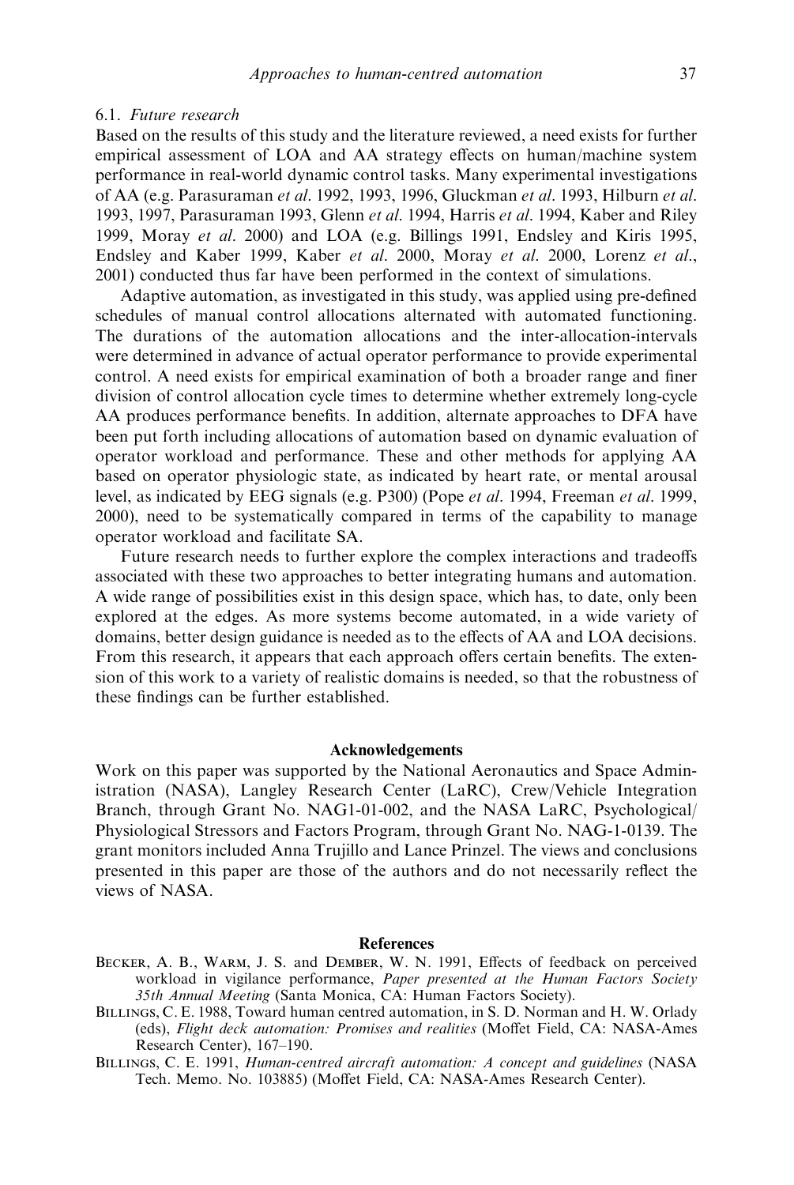### 6.1. *Future research*

Based on the results of this study and the literature reviewed, a need exists for further empirical assessment of LOA and AA strategy effects on human/machine system performance in real-world dynamic control tasks. Many experimental investigations of AA (e.g. Parasuraman *et al.* 1992, 1993, 1996, Gluckman *et al.* 1993, Hilburn *et al.* 1993, 1997, Parasuraman 1993, Glenn *et al.* 1994, Harris *et al.* 1994, Kaber and Riley 1999, Moray *et al.* 2000) and LOA (e.g. Billings 1991, Endsley and Kiris 1995, Endsley and Kaber 1999, Kaber *et al.* 2000, Moray *et al.* 2000, Lorenz *et al.*, 2001) conducted thus far have been performed in the context of simulations.

Adaptive automation, as investigated in this study, was applied using pre-defined schedules of manual control allocations alternated with automated functioning. The durations of the automation allocations and the inter-allocation-intervals were determined in advance of actual operator performance to provide experimental control. A need exists for empirical examination of both a broader range and finer division of control allocation cycle times to determine whether extremely long-cycle AA produces performance benefits. In addition, alternate approaches to DFA have been put forth including allocations of automation based on dynamic evaluation of operator workload and performance. These and other methods for applying AA based on operator physiologic state, as indicated by heart rate, or mental arousal level, as indicated by EEG signals (e.g. P300) (Pope *et al.* 1994, Freeman *et al.* 1999, 2000), need to be systematically compared in terms of the capability to manage operator workload and facilitate SA.

Future research needs to further explore the complex interactions and tradeoffs associated with these two approaches to better integrating humans and automation. A wide range of possibilities exist in this design space, which has, to date, only been explored at the edges. As more systems become automated, in a wide variety of domains, better design guidance is needed as to the effects of AA and LOA decisions. From this research, it appears that each approach offers certain benefits. The extension of this work to a variety of realistic domains is needed, so that the robustness of these findings can be further established.

## Acknowledgements

Work on this paper was supported by the National Aeronautics and Space Administration (NASA), Langley Research Center (LaRC), Crew/Vehicle Integration Branch, through Grant No. NAG1-01-002, and the NASA LaRC, Psychological/Physiological Stressors and Factors Program, through Grant No. NAG-1-0139. The grant monitors included Anna Trujillo and Lance Prinzel. The views and conclusions presented in this paper are those of the authors and do not necessarily reflect the views of NASA.

## References

Becker, A. B., Warm, J. S. and Dember, W. N. 1991, Effects of feedback on perceived workload in vigilance performance, *Paper presented at the Human Factors Society 35th Annual Meeting* (Santa Monica, CA: Human Factors Society).

Billings, C. E. 1988, Toward human centred automation, in S. D. Norman and H. W. Orlady (eds), *Flight deck automation: Promises and realities* (Moffet Field, CA: NASA-Ames Research Center), 167–190.

Billings, C. E. 1991, *Human-centred aircraft automation: A concept and guidelines* (NASA Tech. Memo. No. 103885) (Moffet Field, CA: NASA-Ames Research Center).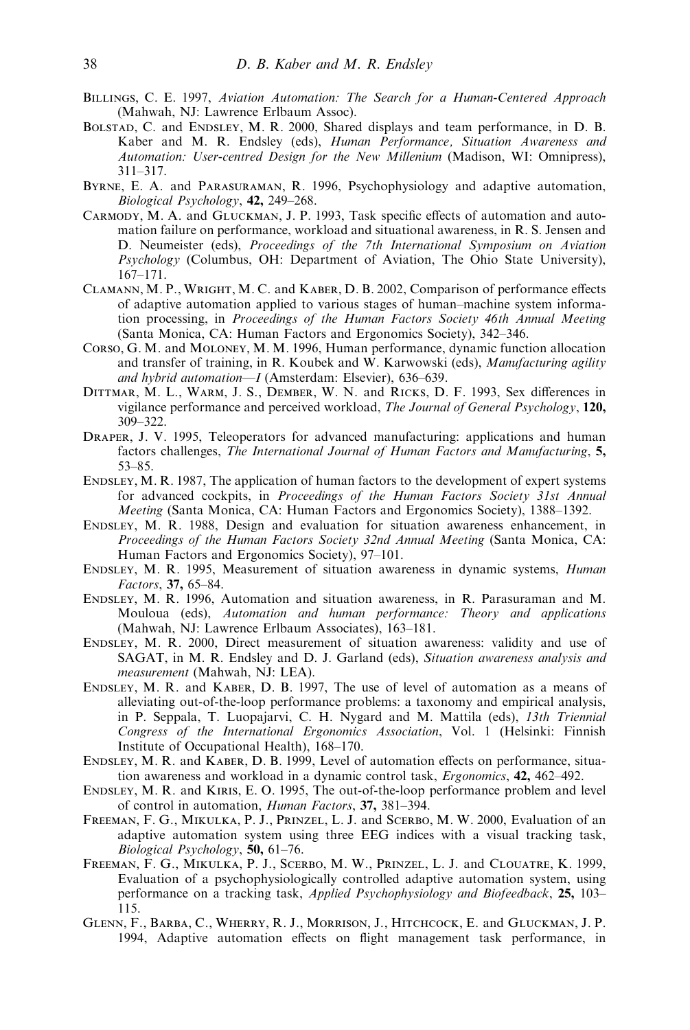Billings, C. E. 1997, *Aviation Automation: The Search for a Human-Centered Approach* (Mahwah, NJ: Lawrence Erlbaum Assoc).

Bolstad, C. and Endsley, M. R. 2000, Shared displays and team performance, in D. B. Kaber and M. R. Endsley (eds), *Human Performance, Situation Awareness and Automation: User-centred Design for the New Millenium* (Madison, WI: Omnipress), 311–317.

Byrne, E. A. and Parasuraman, R. 1996, Psychophysiology and adaptive automation, *Biological Psychology*, **42,** 249–268.

Carmody, M. A. and Gluckman, J. P. 1993, Task specific effects of automation and automation failure on performance, workload and situational awareness, in R. S. Jensen and D. Neumeister (eds), *Proceedings of the 7th International Symposium on Aviation Psychology* (Columbus, OH: Department of Aviation, The Ohio State University), 167–171.

Clamann, M. P., Wright, M. C. and Kaber, D. B. 2002, Comparison of performance effects of adaptive automation applied to various stages of human–machine system information processing, in *Proceedings of the Human Factors Society 46th Annual Meeting* (Santa Monica, CA: Human Factors and Ergonomics Society), 342–346.

Corso, G. M. and Moloney, M. M. 1996, Human performance, dynamic function allocation and transfer of training, in R. Koubek and W. Karwowski (eds), *Manufacturing agility and hybrid automation—I* (Amsterdam: Elsevier), 636–639.

Dittmar, M. L., Warm, J. S., Dember, W. N. and Ricks, D. F. 1993, Sex differences in vigilance performance and perceived workload, *The Journal of General Psychology*, **120,** 309–322.

Draper, J. V. 1995, Teleoperators for advanced manufacturing: applications and human factors challenges, *The International Journal of Human Factors and Manufacturing*, **5,** 53–85.

Endsley, M. R. 1987, The application of human factors to the development of expert systems for advanced cockpits, in *Proceedings of the Human Factors Society 31st Annual Meeting* (Santa Monica, CA: Human Factors and Ergonomics Society), 1388–1392.

Endsley, M. R. 1988, Design and evaluation for situation awareness enhancement, in *Proceedings of the Human Factors Society 32nd Annual Meeting* (Santa Monica, CA: Human Factors and Ergonomics Society), 97–101.

Endsley, M. R. 1995, Measurement of situation awareness in dynamic systems, *Human Factors*, **37,** 65–84.

Endsley, M. R. 1996, Automation and situation awareness, in R. Parasuraman and M. Mouloua (eds), *Automation and human performance: Theory and applications* (Mahwah, NJ: Lawrence Erlbaum Associates), 163–181.

Endsley, M. R. 2000, Direct measurement of situation awareness: validity and use of SAGAT, in M. R. Endsley and D. J. Garland (eds), *Situation awareness analysis and measurement* (Mahwah, NJ: LEA).

Endsley, M. R. and Kaber, D. B. 1997, The use of level of automation as a means of alleviating out-of-the-loop performance problems: a taxonomy and empirical analysis, in P. Seppala, T. Luopajarvi, C. H. Nygard and M. Mattila (eds), *13th Triennial Congress of the International Ergonomics Association*, Vol. 1 (Helsinki: Finnish Institute of Occupational Health), 168–170.

Endsley, M. R. and Kaber, D. B. 1999, Level of automation effects on performance, situation awareness and workload in a dynamic control task, *Ergonomics*, **42,** 462–492.

Endsley, M. R. and Kiris, E. O. 1995, The out-of-the-loop performance problem and level of control in automation, *Human Factors*, **37,** 381–394.

Freeman, F. G., Mikulka, P. J., Prinzel, L. J. and Scerbo, M. W. 2000, Evaluation of an adaptive automation system using three EEG indices with a visual tracking task, *Biological Psychology*, **50,** 61–76.

Freeman, F. G., Mikulka, P. J., Scerbo, M. W., Prinzel, L. J. and Clouatre, K. 1999, Evaluation of a psychophysiologically controlled adaptive automation system, using performance on a tracking task, *Applied Psychophysiology and Biofeedback*, **25,** 103–115.

Glenn, F., Barba, C., Wherry, R. J., Morrison, J., Hitchcock, E. and Gluckman, J. P. 1994, Adaptive automation effects on flight management task performance, in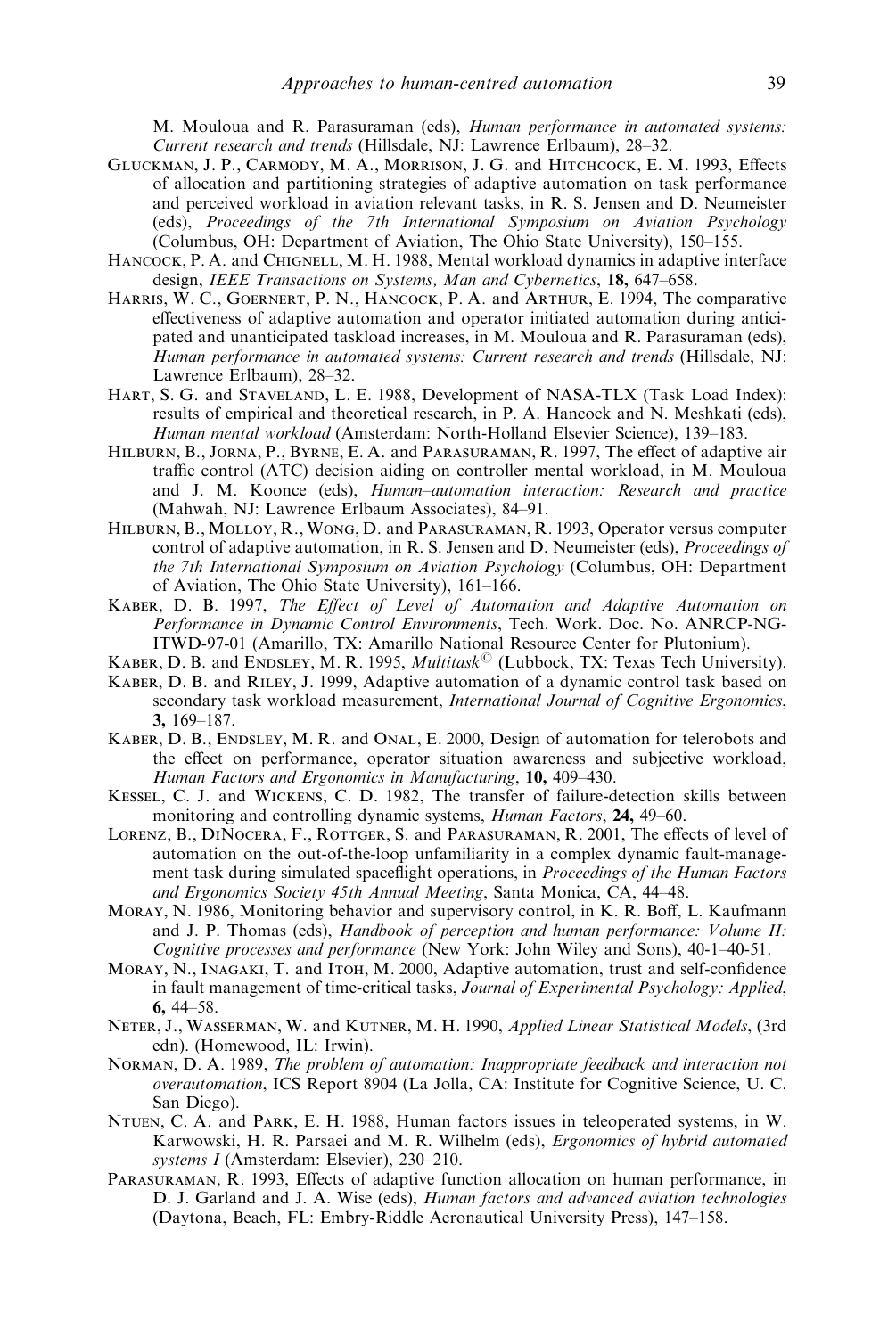M. Mouloua and R. Parasuraman (eds), *Human performance in automated systems: Current research and trends* (Hillsdale, NJ: Lawrence Erlbaum), 28–32.

Gluckman, J. P., Carmody, M. A., Morrison, J. G. and Hitchcock, E. M. 1993, Effects of allocation and partitioning strategies of adaptive automation on task performance and perceived workload in aviation relevant tasks, in R. S. Jensen and D. Neumeister (eds), *Proceedings of the 7th International Symposium on Aviation Psychology* (Columbus, OH: Department of Aviation, The Ohio State University), 150–155.

Hancock, P. A. and Chignell, M. H. 1988, Mental workload dynamics in adaptive interface design, *IEEE Transactions on Systems, Man and Cybernetics*, **18,** 647–658.

Harris, W. C., Goernert, P. N., Hancock, P. A. and Arthur, E. 1994, The comparative effectiveness of adaptive automation and operator initiated automation during anticipated and unanticipated taskload increases, in M. Mouloua and R. Parasuraman (eds), *Human performance in automated systems: Current research and trends* (Hillsdale, NJ: Lawrence Erlbaum), 28–32.

Hart, S. G. and Staveland, L. E. 1988, Development of NASA-TLX (Task Load Index): results of empirical and theoretical research, in P. A. Hancock and N. Meshkati (eds), *Human mental workload* (Amsterdam: North-Holland Elsevier Science), 139–183.

Hilburn, B., Jorna, P., Byrne, E. A. and Parasuraman, R. 1997, The effect of adaptive air traffic control (ATC) decision aiding on controller mental workload, in M. Mouloua and J. M. Koonce (eds), *Human–automation interaction: Research and practice* (Mahwah, NJ: Lawrence Erlbaum Associates), 84–91.

Hilburn, B., Molloy, R., Wong, D. and Parasuraman, R. 1993, Operator versus computer control of adaptive automation, in R. S. Jensen and D. Neumeister (eds), *Proceedings of the 7th International Symposium on Aviation Psychology* (Columbus, OH: Department of Aviation, The Ohio State University), 161–166.

Kaber, D. B. 1997, *The Effect of Level of Automation and Adaptive Automation on Performance in Dynamic Control Environments*, Tech. Work. Doc. No. ANRCP-NG-ITWD-97-01 (Amarillo, TX: Amarillo National Resource Center for Plutonium).

Kaber, D. B. and Endsley, M. R. 1995, *Multitask*© (Lubbock, TX: Texas Tech University).

Kaber, D. B. and Riley, J. 1999, Adaptive automation of a dynamic control task based on secondary task workload measurement, *International Journal of Cognitive Ergonomics*, **3,** 169–187.

Kaber, D. B., Endsley, M. R. and Onal, E. 2000, Design of automation for telerobots and the effect on performance, operator situation awareness and subjective workload, *Human Factors and Ergonomics in Manufacturing*, **10,** 409–430.

Kessel, C. J. and Wickens, C. D. 1982, The transfer of failure-detection skills between monitoring and controlling dynamic systems, *Human Factors*, **24,** 49–60.

Lorenz, B., DiNocera, F., Rottger, S. and Parasuraman, R. 2001, The effects of level of automation on the out-of-the-loop unfamiliarity in a complex dynamic fault-management task during simulated spaceflight operations, in *Proceedings of the Human Factors and Ergonomics Society 45th Annual Meeting*, Santa Monica, CA, 44–48.

Moray, N. 1986, Monitoring behavior and supervisory control, in K. R. Boff, L. Kaufmann and J. P. Thomas (eds), *Handbook of perception and human performance: Volume II: Cognitive processes and performance* (New York: John Wiley and Sons), 40-1–40-51.

Moray, N., Inagaki, T. and Itoh, M. 2000, Adaptive automation, trust and self-confidence in fault management of time-critical tasks, *Journal of Experimental Psychology: Applied*, **6,** 44–58.

Neter, J., Wasserman, W. and Kutner, M. H. 1990, *Applied Linear Statistical Models*, (3rd edn). (Homewood, IL: Irwin).

Norman, D. A. 1989, *The problem of automation: Inappropriate feedback and interaction not overautomation*, ICS Report 8904 (La Jolla, CA: Institute for Cognitive Science, U. C. San Diego).

Ntuen, C. A. and Park, E. H. 1988, Human factors issues in teleoperated systems, in W. Karwowski, H. R. Parsaei and M. R. Wilhelm (eds), *Ergonomics of hybrid automated systems I* (Amsterdam: Elsevier), 230–210.

Parasuraman, R. 1993, Effects of adaptive function allocation on human performance, in D. J. Garland and J. A. Wise (eds), *Human factors and advanced aviation technologies* (Daytona, Beach, FL: Embry-Riddle Aeronautical University Press), 147–158.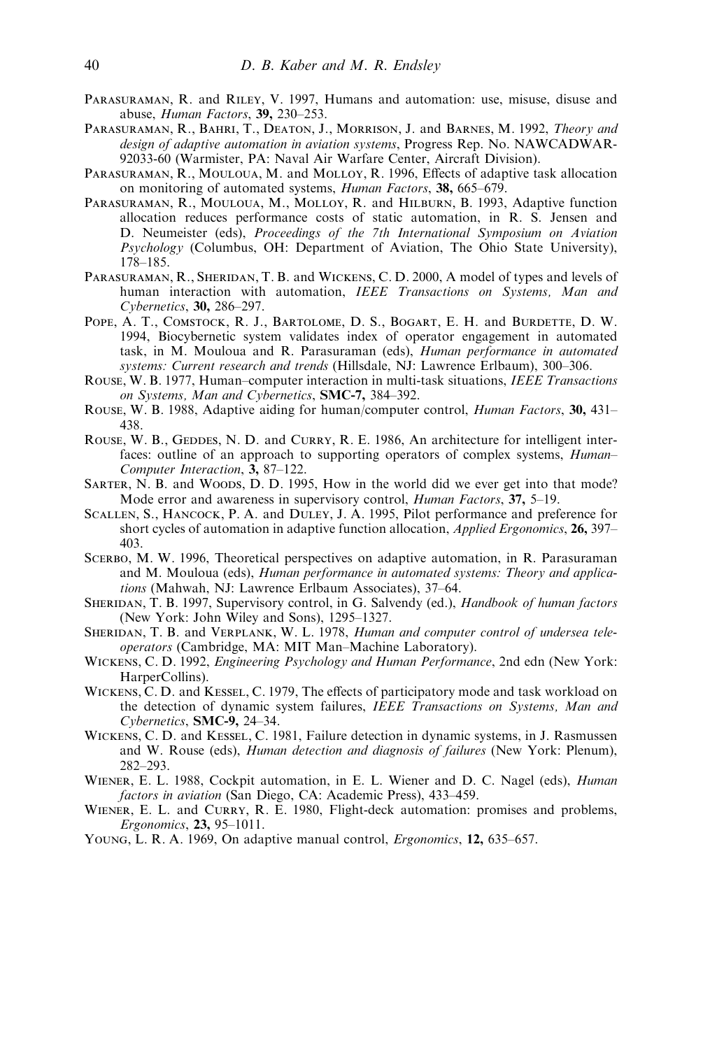Parasuraman, R. and Riley, V. 1997, Humans and automation: use, misuse, disuse and abuse, *Human Factors*, **39,** 230–253.

Parasuraman, R., Bahri, T., Deaton, J., Morrison, J. and Barnes, M. 1992, *Theory and design of adaptive automation in aviation systems*, Progress Rep. No. NAWCADWAR-92033-60 (Warmister, PA: Naval Air Warfare Center, Aircraft Division).

Parasuraman, R., Mouloua, M. and Molloy, R. 1996, Effects of adaptive task allocation on monitoring of automated systems, *Human Factors*, **38,** 665–679.

Parasuraman, R., Mouloua, M., Molloy, R. and Hilburn, B. 1993, Adaptive function allocation reduces performance costs of static automation, in R. S. Jensen and D. Neumeister (eds), *Proceedings of the 7th International Symposium on Aviation Psychology* (Columbus, OH: Department of Aviation, The Ohio State University), 178–185.

Parasuraman, R., Sheridan, T. B. and Wickens, C. D. 2000, A model of types and levels of human interaction with automation, *IEEE Transactions on Systems, Man and Cybernetics*, **30,** 286–297.

Pope, A. T., Comstock, R. J., Bartolome, D. S., Bogart, E. H. and Burdette, D. W. 1994, Biocybernetic system validates index of operator engagement in automated task, in M. Mouloua and R. Parasuraman (eds), *Human performance in automated systems: Current research and trends* (Hillsdale, NJ: Lawrence Erlbaum), 300–306.

Rouse, W. B. 1977, Human–computer interaction in multi-task situations, *IEEE Transactions on Systems, Man and Cybernetics*, **SMC-7,** 384–392.

Rouse, W. B. 1988, Adaptive aiding for human/computer control, *Human Factors*, **30,** 431–438.

Rouse, W. B., Geddes, N. D. and Curry, R. E. 1986, An architecture for intelligent interfaces: outline of an approach to supporting operators of complex systems, *Human–Computer Interaction*, **3,** 87–122.

Sarter, N. B. and Woods, D. D. 1995, How in the world did we ever get into that mode? Mode error and awareness in supervisory control, *Human Factors*, **37,** 5–19.

Scallen, S., Hancock, P. A. and Duley, J. A. 1995, Pilot performance and preference for short cycles of automation in adaptive function allocation, *Applied Ergonomics*, **26,** 397–403.

Scerbo, M. W. 1996, Theoretical perspectives on adaptive automation, in R. Parasuraman and M. Mouloua (eds), *Human performance in automated systems: Theory and applications* (Mahwah, NJ: Lawrence Erlbaum Associates), 37–64.

Sheridan, T. B. 1997, Supervisory control, in G. Salvendy (ed.), *Handbook of human factors* (New York: John Wiley and Sons), 1295–1327.

Sheridan, T. B. and Verplank, W. L. 1978, *Human and computer control of undersea teleoperators* (Cambridge, MA: MIT Man–Machine Laboratory).

Wickens, C. D. 1992, *Engineering Psychology and Human Performance*, 2nd edn (New York: HarperCollins).

Wickens, C. D. and Kessel, C. 1979, The effects of participatory mode and task workload on the detection of dynamic system failures, *IEEE Transactions on Systems, Man and Cybernetics*, **SMC-9,** 24–34.

Wickens, C. D. and Kessel, C. 1981, Failure detection in dynamic systems, in J. Rasmussen and W. Rouse (eds), *Human detection and diagnosis of failures* (New York: Plenum), 282–293.

Wiener, E. L. 1988, Cockpit automation, in E. L. Wiener and D. C. Nagel (eds), *Human factors in aviation* (San Diego, CA: Academic Press), 433–459.

Wiener, E. L. and Curry, R. E. 1980, Flight-deck automation: promises and problems, *Ergonomics*, **23,** 95–1011.

Young, L. R. A. 1969, On adaptive manual control, *Ergonomics*, **12,** 635–657.